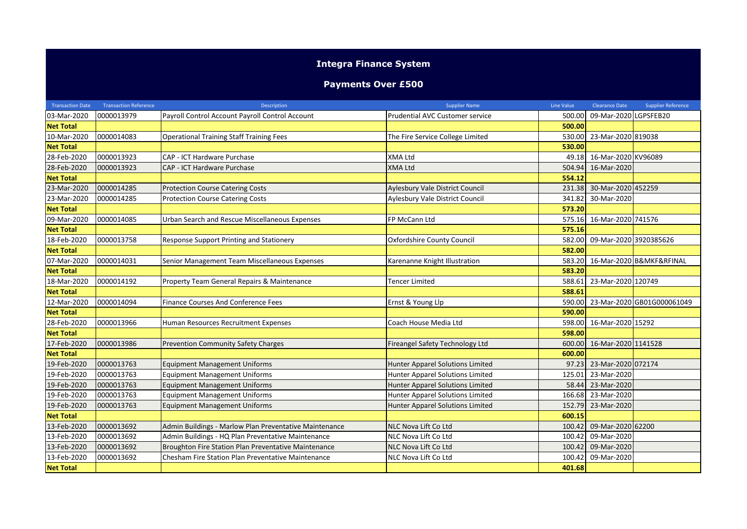# Integra Finance System

## Payments Over £500

| Transaction Date | Transaction Reference | Description | Supplier Name | Line Value | Clearance Date | Supplier Reference |
|---|---|---|---|---|---|---|
| 03-Mar-2020 | 0000013979 | Payroll Control Account Payroll Control Account | Prudential AVC Customer service | 500.00 | 09-Mar-2020 | LGPSFEB20 |
| **Net Total** | | | | **500.00** | | |
| 10-Mar-2020 | 0000014083 | Operational Training Staff Training Fees | The Fire Service College Limited | 530.00 | 23-Mar-2020 | 819038 |
| **Net Total** | | | | **530.00** | | |
| 28-Feb-2020 | 0000013923 | CAP - ICT Hardware Purchase | XMA Ltd | 49.18 | 16-Mar-2020 | KV96089 |
| 28-Feb-2020 | 0000013923 | CAP - ICT Hardware Purchase | XMA Ltd | 504.94 | 16-Mar-2020 | |
| **Net Total** | | | | **554.12** | | |
| 23-Mar-2020 | 0000014285 | Protection Course Catering Costs | Aylesbury Vale District Council | 231.38 | 30-Mar-2020 | 452259 |
| 23-Mar-2020 | 0000014285 | Protection Course Catering Costs | Aylesbury Vale District Council | 341.82 | 30-Mar-2020 | |
| **Net Total** | | | | **573.20** | | |
| 09-Mar-2020 | 0000014085 | Urban Search and Rescue Miscellaneous Expenses | FP McCann Ltd | 575.16 | 16-Mar-2020 | 741576 |
| **Net Total** | | | | **575.16** | | |
| 18-Feb-2020 | 0000013758 | Response Support Printing and Stationery | Oxfordshire County Council | 582.00 | 09-Mar-2020 | 3920385626 |
| **Net Total** | | | | **582.00** | | |
| 07-Mar-2020 | 0000014031 | Senior Management Team Miscellaneous Expenses | Karenanne Knight Illustration | 583.20 | 16-Mar-2020 | B&MKF&RFINAL |
| **Net Total** | | | | **583.20** | | |
| 18-Mar-2020 | 0000014192 | Property Team General Repairs & Maintenance | Tencer Limited | 588.61 | 23-Mar-2020 | 120749 |
| **Net Total** | | | | **588.61** | | |
| 12-Mar-2020 | 0000014094 | Finance Courses And Conference Fees | Ernst & Young Llp | 590.00 | 23-Mar-2020 | GB01G000061049 |
| **Net Total** | | | | **590.00** | | |
| 28-Feb-2020 | 0000013966 | Human Resources Recruitment Expenses | Coach House Media Ltd | 598.00 | 16-Mar-2020 | 15292 |
| **Net Total** | | | | **598.00** | | |
| 17-Feb-2020 | 0000013986 | Prevention Community Safety Charges | Fireangel Safety Technology Ltd | 600.00 | 16-Mar-2020 | 1141528 |
| **Net Total** | | | | **600.00** | | |
| 19-Feb-2020 | 0000013763 | Equipment Management Uniforms | Hunter Apparel Solutions Limited | 97.23 | 23-Mar-2020 | 072174 |
| 19-Feb-2020 | 0000013763 | Equipment Management Uniforms | Hunter Apparel Solutions Limited | 125.01 | 23-Mar-2020 | |
| 19-Feb-2020 | 0000013763 | Equipment Management Uniforms | Hunter Apparel Solutions Limited | 58.44 | 23-Mar-2020 | |
| 19-Feb-2020 | 0000013763 | Equipment Management Uniforms | Hunter Apparel Solutions Limited | 166.68 | 23-Mar-2020 | |
| 19-Feb-2020 | 0000013763 | Equipment Management Uniforms | Hunter Apparel Solutions Limited | 152.79 | 23-Mar-2020 | |
| **Net Total** | | | | **600.15** | | |
| 13-Feb-2020 | 0000013692 | Admin Buildings - Marlow Plan Preventative Maintenance | NLC Nova Lift Co Ltd | 100.42 | 09-Mar-2020 | 62200 |
| 13-Feb-2020 | 0000013692 | Admin Buildings - HQ Plan Preventative Maintenance | NLC Nova Lift Co Ltd | 100.42 | 09-Mar-2020 | |
| 13-Feb-2020 | 0000013692 | Broughton Fire Station Plan Preventative Maintenance | NLC Nova Lift Co Ltd | 100.42 | 09-Mar-2020 | |
| 13-Feb-2020 | 0000013692 | Chesham Fire Station Plan Preventative Maintenance | NLC Nova Lift Co Ltd | 100.42 | 09-Mar-2020 | |
| **Net Total** | | | | **401.68** | | |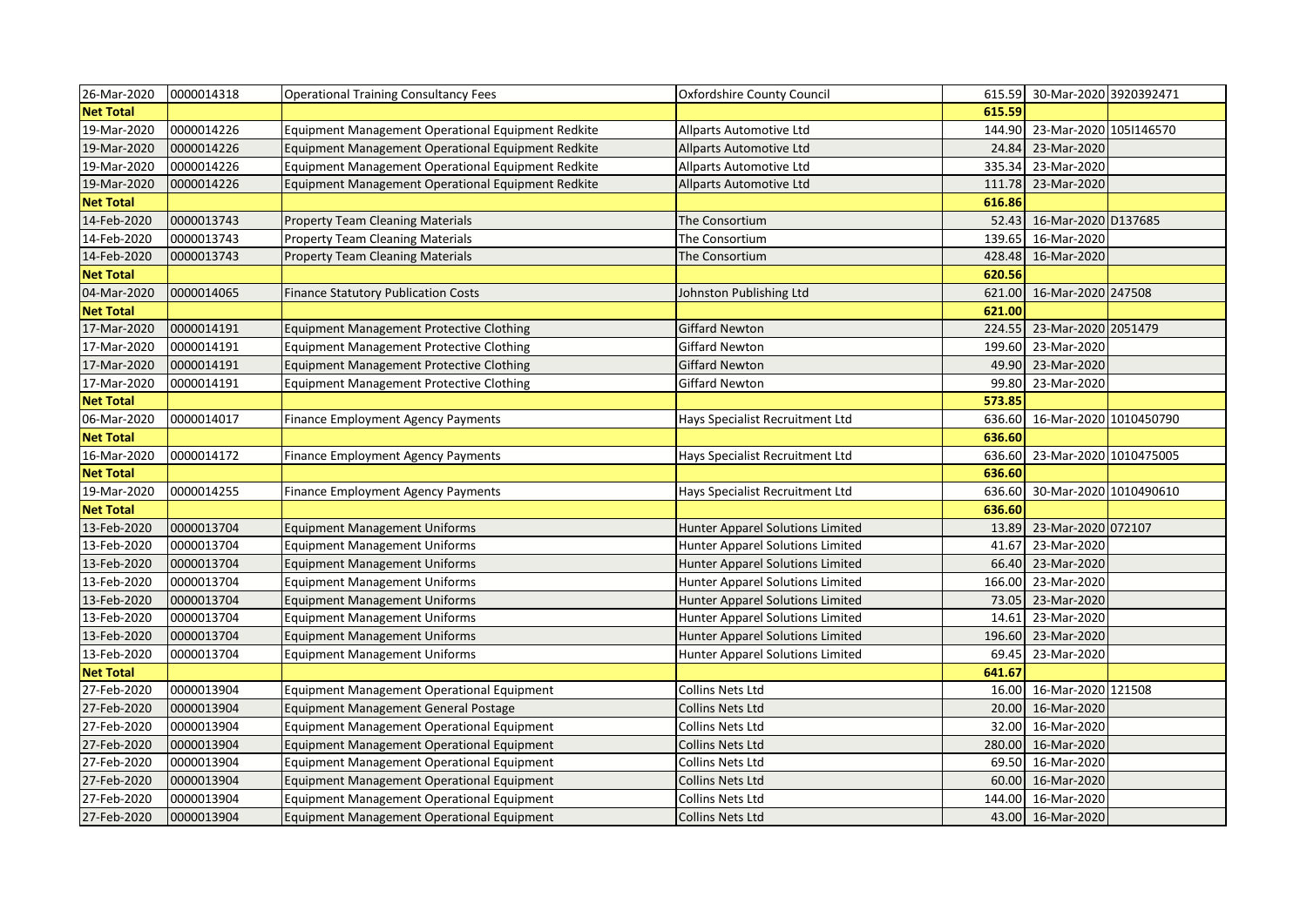| | | | | | | |
|---|---|---|---|---|---|---|
| 26-Mar-2020 | 0000014318 | Operational Training Consultancy Fees | Oxfordshire County Council | 615.59 | 30-Mar-2020 | 3920392471 |
| **Net Total** | | | | **615.59** | | |
| 19-Mar-2020 | 0000014226 | Equipment Management Operational Equipment Redkite | Allparts Automotive Ltd | 144.90 | 23-Mar-2020 | 105I146570 |
| 19-Mar-2020 | 0000014226 | Equipment Management Operational Equipment Redkite | Allparts Automotive Ltd | 24.84 | 23-Mar-2020 | |
| 19-Mar-2020 | 0000014226 | Equipment Management Operational Equipment Redkite | Allparts Automotive Ltd | 335.34 | 23-Mar-2020 | |
| 19-Mar-2020 | 0000014226 | Equipment Management Operational Equipment Redkite | Allparts Automotive Ltd | 111.78 | 23-Mar-2020 | |
| **Net Total** | | | | **616.86** | | |
| 14-Feb-2020 | 0000013743 | Property Team Cleaning Materials | The Consortium | 52.43 | 16-Mar-2020 | D137685 |
| 14-Feb-2020 | 0000013743 | Property Team Cleaning Materials | The Consortium | 139.65 | 16-Mar-2020 | |
| 14-Feb-2020 | 0000013743 | Property Team Cleaning Materials | The Consortium | 428.48 | 16-Mar-2020 | |
| **Net Total** | | | | **620.56** | | |
| 04-Mar-2020 | 0000014065 | Finance Statutory Publication Costs | Johnston Publishing Ltd | 621.00 | 16-Mar-2020 | 247508 |
| **Net Total** | | | | **621.00** | | |
| 17-Mar-2020 | 0000014191 | Equipment Management Protective Clothing | Giffard Newton | 224.55 | 23-Mar-2020 | 2051479 |
| 17-Mar-2020 | 0000014191 | Equipment Management Protective Clothing | Giffard Newton | 199.60 | 23-Mar-2020 | |
| 17-Mar-2020 | 0000014191 | Equipment Management Protective Clothing | Giffard Newton | 49.90 | 23-Mar-2020 | |
| 17-Mar-2020 | 0000014191 | Equipment Management Protective Clothing | Giffard Newton | 99.80 | 23-Mar-2020 | |
| **Net Total** | | | | **573.85** | | |
| 06-Mar-2020 | 0000014017 | Finance Employment Agency Payments | Hays Specialist Recruitment Ltd | 636.60 | 16-Mar-2020 | 1010450790 |
| **Net Total** | | | | **636.60** | | |
| 16-Mar-2020 | 0000014172 | Finance Employment Agency Payments | Hays Specialist Recruitment Ltd | 636.60 | 23-Mar-2020 | 1010475005 |
| **Net Total** | | | | **636.60** | | |
| 19-Mar-2020 | 0000014255 | Finance Employment Agency Payments | Hays Specialist Recruitment Ltd | 636.60 | 30-Mar-2020 | 1010490610 |
| **Net Total** | | | | **636.60** | | |
| 13-Feb-2020 | 0000013704 | Equipment Management Uniforms | Hunter Apparel Solutions Limited | 13.89 | 23-Mar-2020 | 072107 |
| 13-Feb-2020 | 0000013704 | Equipment Management Uniforms | Hunter Apparel Solutions Limited | 41.67 | 23-Mar-2020 | |
| 13-Feb-2020 | 0000013704 | Equipment Management Uniforms | Hunter Apparel Solutions Limited | 66.40 | 23-Mar-2020 | |
| 13-Feb-2020 | 0000013704 | Equipment Management Uniforms | Hunter Apparel Solutions Limited | 166.00 | 23-Mar-2020 | |
| 13-Feb-2020 | 0000013704 | Equipment Management Uniforms | Hunter Apparel Solutions Limited | 73.05 | 23-Mar-2020 | |
| 13-Feb-2020 | 0000013704 | Equipment Management Uniforms | Hunter Apparel Solutions Limited | 14.61 | 23-Mar-2020 | |
| 13-Feb-2020 | 0000013704 | Equipment Management Uniforms | Hunter Apparel Solutions Limited | 196.60 | 23-Mar-2020 | |
| 13-Feb-2020 | 0000013704 | Equipment Management Uniforms | Hunter Apparel Solutions Limited | 69.45 | 23-Mar-2020 | |
| **Net Total** | | | | **641.67** | | |
| 27-Feb-2020 | 0000013904 | Equipment Management Operational Equipment | Collins Nets Ltd | 16.00 | 16-Mar-2020 | 121508 |
| 27-Feb-2020 | 0000013904 | Equipment Management General Postage | Collins Nets Ltd | 20.00 | 16-Mar-2020 | |
| 27-Feb-2020 | 0000013904 | Equipment Management Operational Equipment | Collins Nets Ltd | 32.00 | 16-Mar-2020 | |
| 27-Feb-2020 | 0000013904 | Equipment Management Operational Equipment | Collins Nets Ltd | 280.00 | 16-Mar-2020 | |
| 27-Feb-2020 | 0000013904 | Equipment Management Operational Equipment | Collins Nets Ltd | 69.50 | 16-Mar-2020 | |
| 27-Feb-2020 | 0000013904 | Equipment Management Operational Equipment | Collins Nets Ltd | 60.00 | 16-Mar-2020 | |
| 27-Feb-2020 | 0000013904 | Equipment Management Operational Equipment | Collins Nets Ltd | 144.00 | 16-Mar-2020 | |
| 27-Feb-2020 | 0000013904 | Equipment Management Operational Equipment | Collins Nets Ltd | 43.00 | 16-Mar-2020 | |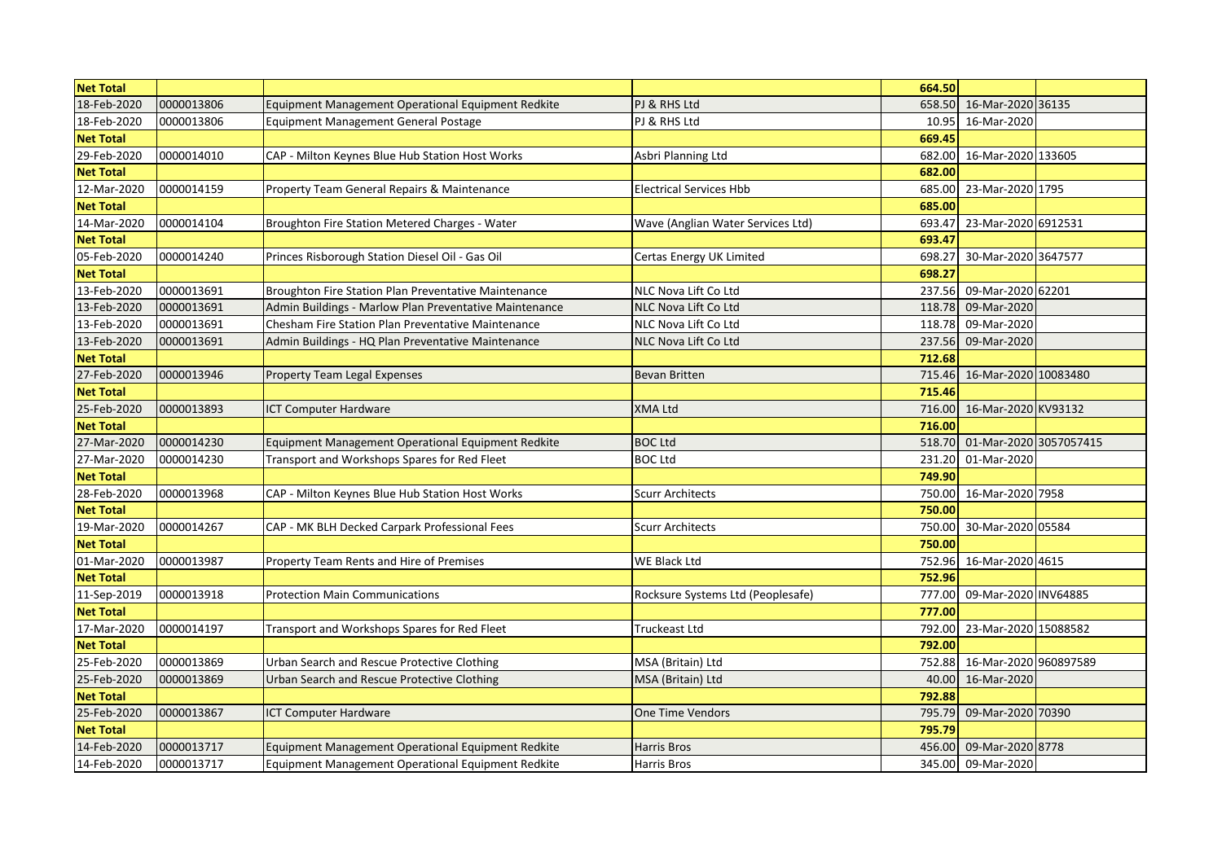| Net Total | | | | 664.50 | | |
|---|---|---|---|---|---|---|
| 18-Feb-2020 | 0000013806 | Equipment Management Operational Equipment Redkite | PJ & RHS Ltd | 658.50 | 16-Mar-2020 | 36135 |
| 18-Feb-2020 | 0000013806 | Equipment Management General Postage | PJ & RHS Ltd | 10.95 | 16-Mar-2020 | |
| Net Total | | | | 669.45 | | |
| 29-Feb-2020 | 0000014010 | CAP - Milton Keynes Blue Hub Station Host Works | Asbri Planning Ltd | 682.00 | 16-Mar-2020 | 133605 |
| Net Total | | | | 682.00 | | |
| 12-Mar-2020 | 0000014159 | Property Team General Repairs & Maintenance | Electrical Services Hbb | 685.00 | 23-Mar-2020 | 1795 |
| Net Total | | | | 685.00 | | |
| 14-Mar-2020 | 0000014104 | Broughton Fire Station Metered Charges - Water | Wave (Anglian Water Services Ltd) | 693.47 | 23-Mar-2020 | 6912531 |
| Net Total | | | | 693.47 | | |
| 05-Feb-2020 | 0000014240 | Princes Risborough Station Diesel Oil - Gas Oil | Certas Energy UK Limited | 698.27 | 30-Mar-2020 | 3647577 |
| Net Total | | | | 698.27 | | |
| 13-Feb-2020 | 0000013691 | Broughton Fire Station Plan Preventative Maintenance | NLC Nova Lift Co Ltd | 237.56 | 09-Mar-2020 | 62201 |
| 13-Feb-2020 | 0000013691 | Admin Buildings - Marlow Plan Preventative Maintenance | NLC Nova Lift Co Ltd | 118.78 | 09-Mar-2020 | |
| 13-Feb-2020 | 0000013691 | Chesham Fire Station Plan Preventative Maintenance | NLC Nova Lift Co Ltd | 118.78 | 09-Mar-2020 | |
| 13-Feb-2020 | 0000013691 | Admin Buildings - HQ Plan Preventative Maintenance | NLC Nova Lift Co Ltd | 237.56 | 09-Mar-2020 | |
| Net Total | | | | 712.68 | | |
| 27-Feb-2020 | 0000013946 | Property Team Legal Expenses | Bevan Britten | 715.46 | 16-Mar-2020 | 10083480 |
| Net Total | | | | 715.46 | | |
| 25-Feb-2020 | 0000013893 | ICT Computer Hardware | XMA Ltd | 716.00 | 16-Mar-2020 | KV93132 |
| Net Total | | | | 716.00 | | |
| 27-Mar-2020 | 0000014230 | Equipment Management Operational Equipment Redkite | BOC Ltd | 518.70 | 01-Mar-2020 | 3057057415 |
| 27-Mar-2020 | 0000014230 | Transport and Workshops Spares for Red Fleet | BOC Ltd | 231.20 | 01-Mar-2020 | |
| Net Total | | | | 749.90 | | |
| 28-Feb-2020 | 0000013968 | CAP - Milton Keynes Blue Hub Station Host Works | Scurr Architects | 750.00 | 16-Mar-2020 | 7958 |
| Net Total | | | | 750.00 | | |
| 19-Mar-2020 | 0000014267 | CAP - MK BLH Decked Carpark Professional Fees | Scurr Architects | 750.00 | 30-Mar-2020 | 05584 |
| Net Total | | | | 750.00 | | |
| 01-Mar-2020 | 0000013987 | Property Team Rents and Hire of Premises | WE Black Ltd | 752.96 | 16-Mar-2020 | 4615 |
| Net Total | | | | 752.96 | | |
| 11-Sep-2019 | 0000013918 | Protection Main Communications | Rocksure Systems Ltd (Peoplesafe) | 777.00 | 09-Mar-2020 | INV64885 |
| Net Total | | | | 777.00 | | |
| 17-Mar-2020 | 0000014197 | Transport and Workshops Spares for Red Fleet | Truckeast Ltd | 792.00 | 23-Mar-2020 | 15088582 |
| Net Total | | | | 792.00 | | |
| 25-Feb-2020 | 0000013869 | Urban Search and Rescue Protective Clothing | MSA (Britain) Ltd | 752.88 | 16-Mar-2020 | 960897589 |
| 25-Feb-2020 | 0000013869 | Urban Search and Rescue Protective Clothing | MSA (Britain) Ltd | 40.00 | 16-Mar-2020 | |
| Net Total | | | | 792.88 | | |
| 25-Feb-2020 | 0000013867 | ICT Computer Hardware | One Time Vendors | 795.79 | 09-Mar-2020 | 70390 |
| Net Total | | | | 795.79 | | |
| 14-Feb-2020 | 0000013717 | Equipment Management Operational Equipment Redkite | Harris Bros | 456.00 | 09-Mar-2020 | 8778 |
| 14-Feb-2020 | 0000013717 | Equipment Management Operational Equipment Redkite | Harris Bros | 345.00 | 09-Mar-2020 | |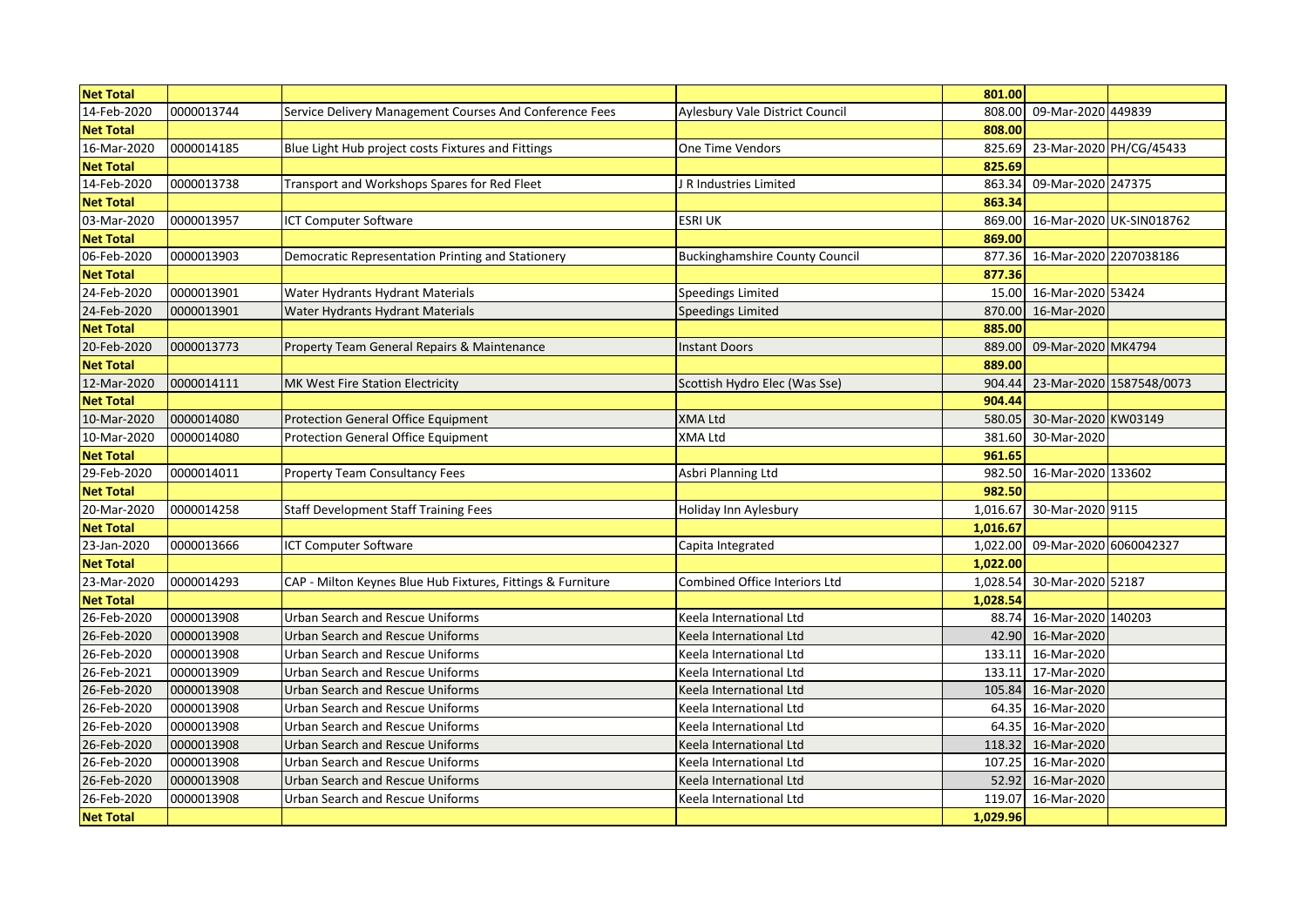| Net Total | | | | 801.00 | | |
|---|---|---|---|---|---|---|
| 14-Feb-2020 | 0000013744 | Service Delivery Management Courses And Conference Fees | Aylesbury Vale District Council | 808.00 | 09-Mar-2020 | 449839 |
| **Net Total** | | | | **808.00** | | |
| 16-Mar-2020 | 0000014185 | Blue Light Hub project costs Fixtures and Fittings | One Time Vendors | 825.69 | 23-Mar-2020 | PH/CG/45433 |
| **Net Total** | | | | **825.69** | | |
| 14-Feb-2020 | 0000013738 | Transport and Workshops Spares for Red Fleet | J R Industries Limited | 863.34 | 09-Mar-2020 | 247375 |
| **Net Total** | | | | **863.34** | | |
| 03-Mar-2020 | 0000013957 | ICT Computer Software | ESRI UK | 869.00 | 16-Mar-2020 | UK-SIN018762 |
| **Net Total** | | | | **869.00** | | |
| 06-Feb-2020 | 0000013903 | Democratic Representation Printing and Stationery | Buckinghamshire County Council | 877.36 | 16-Mar-2020 | 2207038186 |
| **Net Total** | | | | **877.36** | | |
| 24-Feb-2020 | 0000013901 | Water Hydrants Hydrant Materials | Speedings Limited | 15.00 | 16-Mar-2020 | 53424 |
| 24-Feb-2020 | 0000013901 | Water Hydrants Hydrant Materials | Speedings Limited | 870.00 | 16-Mar-2020 | |
| **Net Total** | | | | **885.00** | | |
| 20-Feb-2020 | 0000013773 | Property Team General Repairs & Maintenance | Instant Doors | 889.00 | 09-Mar-2020 | MK4794 |
| **Net Total** | | | | **889.00** | | |
| 12-Mar-2020 | 0000014111 | MK West Fire Station Electricity | Scottish Hydro Elec (Was Sse) | 904.44 | 23-Mar-2020 | 1587548/0073 |
| **Net Total** | | | | **904.44** | | |
| 10-Mar-2020 | 0000014080 | Protection General Office Equipment | XMA Ltd | 580.05 | 30-Mar-2020 | KW03149 |
| 10-Mar-2020 | 0000014080 | Protection General Office Equipment | XMA Ltd | 381.60 | 30-Mar-2020 | |
| **Net Total** | | | | **961.65** | | |
| 29-Feb-2020 | 0000014011 | Property Team Consultancy Fees | Asbri Planning Ltd | 982.50 | 16-Mar-2020 | 133602 |
| **Net Total** | | | | **982.50** | | |
| 20-Mar-2020 | 0000014258 | Staff Development Staff Training Fees | Holiday Inn Aylesbury | 1,016.67 | 30-Mar-2020 | 9115 |
| **Net Total** | | | | **1,016.67** | | |
| 23-Jan-2020 | 0000013666 | ICT Computer Software | Capita Integrated | 1,022.00 | 09-Mar-2020 | 6060042327 |
| **Net Total** | | | | **1,022.00** | | |
| 23-Mar-2020 | 0000014293 | CAP - Milton Keynes Blue Hub Fixtures, Fittings & Furniture | Combined Office Interiors Ltd | 1,028.54 | 30-Mar-2020 | 52187 |
| **Net Total** | | | | **1,028.54** | | |
| 26-Feb-2020 | 0000013908 | Urban Search and Rescue Uniforms | Keela International Ltd | 88.74 | 16-Mar-2020 | 140203 |
| 26-Feb-2020 | 0000013908 | Urban Search and Rescue Uniforms | Keela International Ltd | 42.90 | 16-Mar-2020 | |
| 26-Feb-2020 | 0000013908 | Urban Search and Rescue Uniforms | Keela International Ltd | 133.11 | 16-Mar-2020 | |
| 26-Feb-2021 | 0000013909 | Urban Search and Rescue Uniforms | Keela International Ltd | 133.11 | 17-Mar-2020 | |
| 26-Feb-2020 | 0000013908 | Urban Search and Rescue Uniforms | Keela International Ltd | 105.84 | 16-Mar-2020 | |
| 26-Feb-2020 | 0000013908 | Urban Search and Rescue Uniforms | Keela International Ltd | 64.35 | 16-Mar-2020 | |
| 26-Feb-2020 | 0000013908 | Urban Search and Rescue Uniforms | Keela International Ltd | 64.35 | 16-Mar-2020 | |
| 26-Feb-2020 | 0000013908 | Urban Search and Rescue Uniforms | Keela International Ltd | 118.32 | 16-Mar-2020 | |
| 26-Feb-2020 | 0000013908 | Urban Search and Rescue Uniforms | Keela International Ltd | 107.25 | 16-Mar-2020 | |
| 26-Feb-2020 | 0000013908 | Urban Search and Rescue Uniforms | Keela International Ltd | 52.92 | 16-Mar-2020 | |
| 26-Feb-2020 | 0000013908 | Urban Search and Rescue Uniforms | Keela International Ltd | 119.07 | 16-Mar-2020 | |
| **Net Total** | | | | **1,029.96** | | |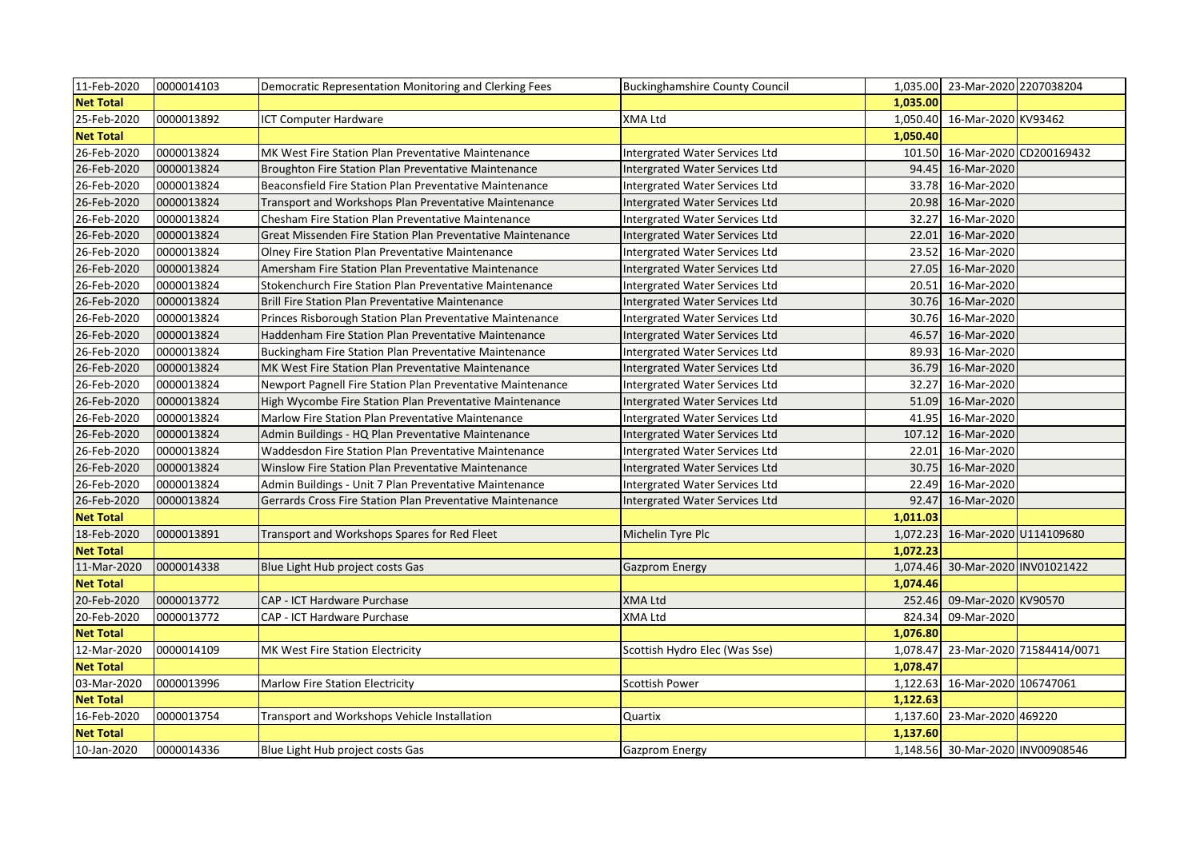| | | | | | | |
|---|---|---|---|---|---|---|
| 11-Feb-2020 | 0000014103 | Democratic Representation Monitoring and Clerking Fees | Buckinghamshire County Council | 1,035.00 | 23-Mar-2020 | 2207038204 |
| **Net Total** | | | | **1,035.00** | | |
| 25-Feb-2020 | 0000013892 | ICT Computer Hardware | XMA Ltd | 1,050.40 | 16-Mar-2020 | KV93462 |
| **Net Total** | | | | **1,050.40** | | |
| 26-Feb-2020 | 0000013824 | MK West Fire Station Plan Preventative Maintenance | Intergrated Water Services Ltd | 101.50 | 16-Mar-2020 | CD200169432 |
| 26-Feb-2020 | 0000013824 | Broughton Fire Station Plan Preventative Maintenance | Intergrated Water Services Ltd | 94.45 | 16-Mar-2020 | |
| 26-Feb-2020 | 0000013824 | Beaconsfield Fire Station Plan Preventative Maintenance | Intergrated Water Services Ltd | 33.78 | 16-Mar-2020 | |
| 26-Feb-2020 | 0000013824 | Transport and Workshops Plan Preventative Maintenance | Intergrated Water Services Ltd | 20.98 | 16-Mar-2020 | |
| 26-Feb-2020 | 0000013824 | Chesham Fire Station Plan Preventative Maintenance | Intergrated Water Services Ltd | 32.27 | 16-Mar-2020 | |
| 26-Feb-2020 | 0000013824 | Great Missenden Fire Station Plan Preventative Maintenance | Intergrated Water Services Ltd | 22.01 | 16-Mar-2020 | |
| 26-Feb-2020 | 0000013824 | Olney Fire Station Plan Preventative Maintenance | Intergrated Water Services Ltd | 23.52 | 16-Mar-2020 | |
| 26-Feb-2020 | 0000013824 | Amersham Fire Station Plan Preventative Maintenance | Intergrated Water Services Ltd | 27.05 | 16-Mar-2020 | |
| 26-Feb-2020 | 0000013824 | Stokenchurch Fire Station Plan Preventative Maintenance | Intergrated Water Services Ltd | 20.51 | 16-Mar-2020 | |
| 26-Feb-2020 | 0000013824 | Brill Fire Station Plan Preventative Maintenance | Intergrated Water Services Ltd | 30.76 | 16-Mar-2020 | |
| 26-Feb-2020 | 0000013824 | Princes Risborough Station Plan Preventative Maintenance | Intergrated Water Services Ltd | 30.76 | 16-Mar-2020 | |
| 26-Feb-2020 | 0000013824 | Haddenham Fire Station Plan Preventative Maintenance | Intergrated Water Services Ltd | 46.57 | 16-Mar-2020 | |
| 26-Feb-2020 | 0000013824 | Buckingham Fire Station Plan Preventative Maintenance | Intergrated Water Services Ltd | 89.93 | 16-Mar-2020 | |
| 26-Feb-2020 | 0000013824 | MK West Fire Station Plan Preventative Maintenance | Intergrated Water Services Ltd | 36.79 | 16-Mar-2020 | |
| 26-Feb-2020 | 0000013824 | Newport Pagnell Fire Station Plan Preventative Maintenance | Intergrated Water Services Ltd | 32.27 | 16-Mar-2020 | |
| 26-Feb-2020 | 0000013824 | High Wycombe Fire Station Plan Preventative Maintenance | Intergrated Water Services Ltd | 51.09 | 16-Mar-2020 | |
| 26-Feb-2020 | 0000013824 | Marlow Fire Station Plan Preventative Maintenance | Intergrated Water Services Ltd | 41.95 | 16-Mar-2020 | |
| 26-Feb-2020 | 0000013824 | Admin Buildings - HQ Plan Preventative Maintenance | Intergrated Water Services Ltd | 107.12 | 16-Mar-2020 | |
| 26-Feb-2020 | 0000013824 | Waddesdon Fire Station Plan Preventative Maintenance | Intergrated Water Services Ltd | 22.01 | 16-Mar-2020 | |
| 26-Feb-2020 | 0000013824 | Winslow Fire Station Plan Preventative Maintenance | Intergrated Water Services Ltd | 30.75 | 16-Mar-2020 | |
| 26-Feb-2020 | 0000013824 | Admin Buildings - Unit 7 Plan Preventative Maintenance | Intergrated Water Services Ltd | 22.49 | 16-Mar-2020 | |
| 26-Feb-2020 | 0000013824 | Gerrards Cross Fire Station Plan Preventative Maintenance | Intergrated Water Services Ltd | 92.47 | 16-Mar-2020 | |
| **Net Total** | | | | **1,011.03** | | |
| 18-Feb-2020 | 0000013891 | Transport and Workshops Spares for Red Fleet | Michelin Tyre Plc | 1,072.23 | 16-Mar-2020 | U114109680 |
| **Net Total** | | | | **1,072.23** | | |
| 11-Mar-2020 | 0000014338 | Blue Light Hub project costs Gas | Gazprom Energy | 1,074.46 | 30-Mar-2020 | INV01021422 |
| **Net Total** | | | | **1,074.46** | | |
| 20-Feb-2020 | 0000013772 | CAP - ICT Hardware Purchase | XMA Ltd | 252.46 | 09-Mar-2020 | KV90570 |
| 20-Feb-2020 | 0000013772 | CAP - ICT Hardware Purchase | XMA Ltd | 824.34 | 09-Mar-2020 | |
| **Net Total** | | | | **1,076.80** | | |
| 12-Mar-2020 | 0000014109 | MK West Fire Station Electricity | Scottish Hydro Elec (Was Sse) | 1,078.47 | 23-Mar-2020 | 71584414/0071 |
| **Net Total** | | | | **1,078.47** | | |
| 03-Mar-2020 | 0000013996 | Marlow Fire Station Electricity | Scottish Power | 1,122.63 | 16-Mar-2020 | 106747061 |
| **Net Total** | | | | **1,122.63** | | |
| 16-Feb-2020 | 0000013754 | Transport and Workshops Vehicle Installation | Quartix | 1,137.60 | 23-Mar-2020 | 469220 |
| **Net Total** | | | | **1,137.60** | | |
| 10-Jan-2020 | 0000014336 | Blue Light Hub project costs Gas | Gazprom Energy | 1,148.56 | 30-Mar-2020 | INV00908546 |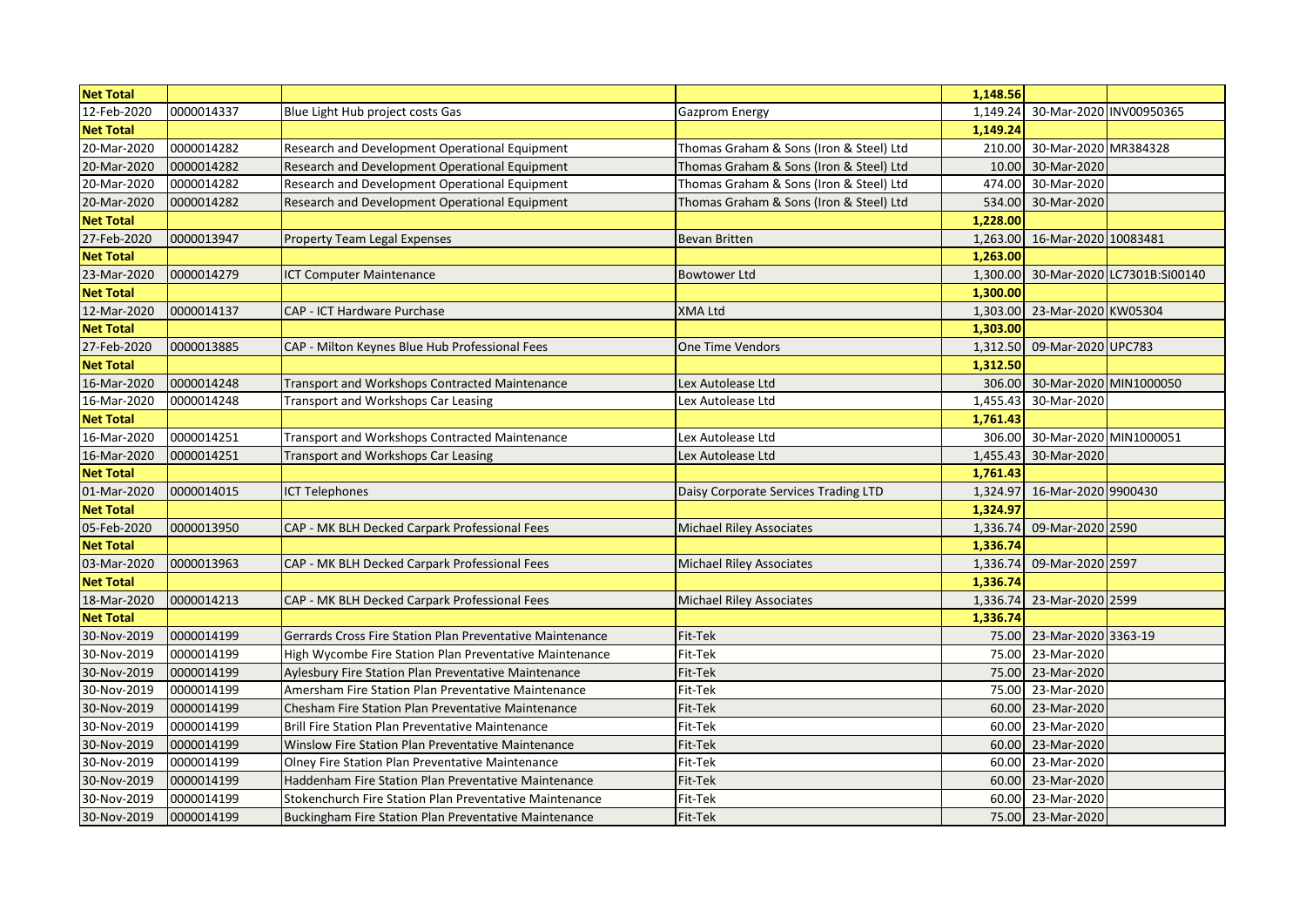| Net Total | | | | 1,148.56 | | |
|---|---|---|---|---|---|---|
| 12-Feb-2020 | 0000014337 | Blue Light Hub project costs Gas | Gazprom Energy | 1,149.24 | 30-Mar-2020 | INV00950365 |
| Net Total | | | | 1,149.24 | | |
| 20-Mar-2020 | 0000014282 | Research and Development Operational Equipment | Thomas Graham & Sons (Iron & Steel) Ltd | 210.00 | 30-Mar-2020 | MR384328 |
| 20-Mar-2020 | 0000014282 | Research and Development Operational Equipment | Thomas Graham & Sons (Iron & Steel) Ltd | 10.00 | 30-Mar-2020 | |
| 20-Mar-2020 | 0000014282 | Research and Development Operational Equipment | Thomas Graham & Sons (Iron & Steel) Ltd | 474.00 | 30-Mar-2020 | |
| 20-Mar-2020 | 0000014282 | Research and Development Operational Equipment | Thomas Graham & Sons (Iron & Steel) Ltd | 534.00 | 30-Mar-2020 | |
| Net Total | | | | 1,228.00 | | |
| 27-Feb-2020 | 0000013947 | Property Team Legal Expenses | Bevan Britten | 1,263.00 | 16-Mar-2020 | 10083481 |
| Net Total | | | | 1,263.00 | | |
| 23-Mar-2020 | 0000014279 | ICT Computer Maintenance | Bowtower Ltd | 1,300.00 | 30-Mar-2020 | LC7301B:SI00140 |
| Net Total | | | | 1,300.00 | | |
| 12-Mar-2020 | 0000014137 | CAP - ICT Hardware Purchase | XMA Ltd | 1,303.00 | 23-Mar-2020 | KW05304 |
| Net Total | | | | 1,303.00 | | |
| 27-Feb-2020 | 0000013885 | CAP - Milton Keynes Blue Hub Professional Fees | One Time Vendors | 1,312.50 | 09-Mar-2020 | UPC783 |
| Net Total | | | | 1,312.50 | | |
| 16-Mar-2020 | 0000014248 | Transport and Workshops Contracted Maintenance | Lex Autolease Ltd | 306.00 | 30-Mar-2020 | MIN1000050 |
| 16-Mar-2020 | 0000014248 | Transport and Workshops Car Leasing | Lex Autolease Ltd | 1,455.43 | 30-Mar-2020 | |
| Net Total | | | | 1,761.43 | | |
| 16-Mar-2020 | 0000014251 | Transport and Workshops Contracted Maintenance | Lex Autolease Ltd | 306.00 | 30-Mar-2020 | MIN1000051 |
| 16-Mar-2020 | 0000014251 | Transport and Workshops Car Leasing | Lex Autolease Ltd | 1,455.43 | 30-Mar-2020 | |
| Net Total | | | | 1,761.43 | | |
| 01-Mar-2020 | 0000014015 | ICT Telephones | Daisy Corporate Services Trading LTD | 1,324.97 | 16-Mar-2020 | 9900430 |
| Net Total | | | | 1,324.97 | | |
| 05-Feb-2020 | 0000013950 | CAP - MK BLH Decked Carpark Professional Fees | Michael Riley Associates | 1,336.74 | 09-Mar-2020 | 2590 |
| Net Total | | | | 1,336.74 | | |
| 03-Mar-2020 | 0000013963 | CAP - MK BLH Decked Carpark Professional Fees | Michael Riley Associates | 1,336.74 | 09-Mar-2020 | 2597 |
| Net Total | | | | 1,336.74 | | |
| 18-Mar-2020 | 0000014213 | CAP - MK BLH Decked Carpark Professional Fees | Michael Riley Associates | 1,336.74 | 23-Mar-2020 | 2599 |
| Net Total | | | | 1,336.74 | | |
| 30-Nov-2019 | 0000014199 | Gerrards Cross Fire Station Plan Preventative Maintenance | Fit-Tek | 75.00 | 23-Mar-2020 | 3363-19 |
| 30-Nov-2019 | 0000014199 | High Wycombe Fire Station Plan Preventative Maintenance | Fit-Tek | 75.00 | 23-Mar-2020 | |
| 30-Nov-2019 | 0000014199 | Aylesbury Fire Station Plan Preventative Maintenance | Fit-Tek | 75.00 | 23-Mar-2020 | |
| 30-Nov-2019 | 0000014199 | Amersham Fire Station Plan Preventative Maintenance | Fit-Tek | 75.00 | 23-Mar-2020 | |
| 30-Nov-2019 | 0000014199 | Chesham Fire Station Plan Preventative Maintenance | Fit-Tek | 60.00 | 23-Mar-2020 | |
| 30-Nov-2019 | 0000014199 | Brill Fire Station Plan Preventative Maintenance | Fit-Tek | 60.00 | 23-Mar-2020 | |
| 30-Nov-2019 | 0000014199 | Winslow Fire Station Plan Preventative Maintenance | Fit-Tek | 60.00 | 23-Mar-2020 | |
| 30-Nov-2019 | 0000014199 | Olney Fire Station Plan Preventative Maintenance | Fit-Tek | 60.00 | 23-Mar-2020 | |
| 30-Nov-2019 | 0000014199 | Haddenham Fire Station Plan Preventative Maintenance | Fit-Tek | 60.00 | 23-Mar-2020 | |
| 30-Nov-2019 | 0000014199 | Stokenchurch Fire Station Plan Preventative Maintenance | Fit-Tek | 60.00 | 23-Mar-2020 | |
| 30-Nov-2019 | 0000014199 | Buckingham Fire Station Plan Preventative Maintenance | Fit-Tek | 75.00 | 23-Mar-2020 | |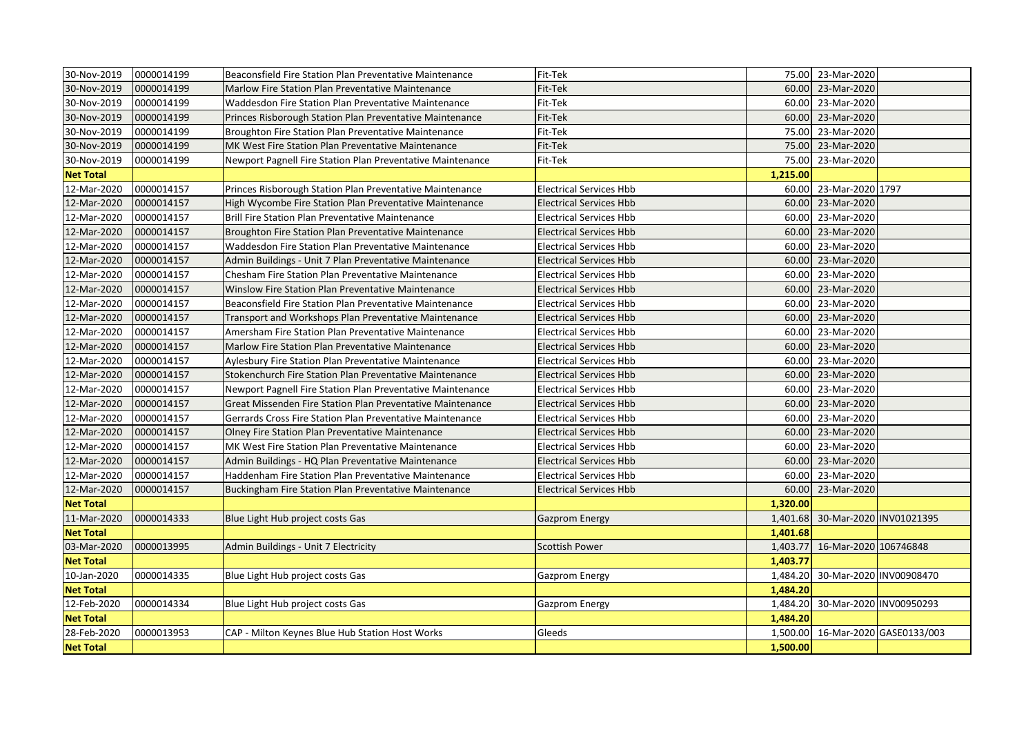| | | | | | | |
|---|---|---|---|---|---|---|
| 30-Nov-2019 | 0000014199 | Beaconsfield Fire Station Plan Preventative Maintenance | Fit-Tek | 75.00 | 23-Mar-2020 | |
| 30-Nov-2019 | 0000014199 | Marlow Fire Station Plan Preventative Maintenance | Fit-Tek | 60.00 | 23-Mar-2020 | |
| 30-Nov-2019 | 0000014199 | Waddesdon Fire Station Plan Preventative Maintenance | Fit-Tek | 60.00 | 23-Mar-2020 | |
| 30-Nov-2019 | 0000014199 | Princes Risborough Station Plan Preventative Maintenance | Fit-Tek | 60.00 | 23-Mar-2020 | |
| 30-Nov-2019 | 0000014199 | Broughton Fire Station Plan Preventative Maintenance | Fit-Tek | 75.00 | 23-Mar-2020 | |
| 30-Nov-2019 | 0000014199 | MK West Fire Station Plan Preventative Maintenance | Fit-Tek | 75.00 | 23-Mar-2020 | |
| 30-Nov-2019 | 0000014199 | Newport Pagnell Fire Station Plan Preventative Maintenance | Fit-Tek | 75.00 | 23-Mar-2020 | |
| **Net Total** | | | | **1,215.00** | | |
| 12-Mar-2020 | 0000014157 | Princes Risborough Station Plan Preventative Maintenance | Electrical Services Hbb | 60.00 | 23-Mar-2020 | 1797 |
| 12-Mar-2020 | 0000014157 | High Wycombe Fire Station Plan Preventative Maintenance | Electrical Services Hbb | 60.00 | 23-Mar-2020 | |
| 12-Mar-2020 | 0000014157 | Brill Fire Station Plan Preventative Maintenance | Electrical Services Hbb | 60.00 | 23-Mar-2020 | |
| 12-Mar-2020 | 0000014157 | Broughton Fire Station Plan Preventative Maintenance | Electrical Services Hbb | 60.00 | 23-Mar-2020 | |
| 12-Mar-2020 | 0000014157 | Waddesdon Fire Station Plan Preventative Maintenance | Electrical Services Hbb | 60.00 | 23-Mar-2020 | |
| 12-Mar-2020 | 0000014157 | Admin Buildings - Unit 7 Plan Preventative Maintenance | Electrical Services Hbb | 60.00 | 23-Mar-2020 | |
| 12-Mar-2020 | 0000014157 | Chesham Fire Station Plan Preventative Maintenance | Electrical Services Hbb | 60.00 | 23-Mar-2020 | |
| 12-Mar-2020 | 0000014157 | Winslow Fire Station Plan Preventative Maintenance | Electrical Services Hbb | 60.00 | 23-Mar-2020 | |
| 12-Mar-2020 | 0000014157 | Beaconsfield Fire Station Plan Preventative Maintenance | Electrical Services Hbb | 60.00 | 23-Mar-2020 | |
| 12-Mar-2020 | 0000014157 | Transport and Workshops Plan Preventative Maintenance | Electrical Services Hbb | 60.00 | 23-Mar-2020 | |
| 12-Mar-2020 | 0000014157 | Amersham Fire Station Plan Preventative Maintenance | Electrical Services Hbb | 60.00 | 23-Mar-2020 | |
| 12-Mar-2020 | 0000014157 | Marlow Fire Station Plan Preventative Maintenance | Electrical Services Hbb | 60.00 | 23-Mar-2020 | |
| 12-Mar-2020 | 0000014157 | Aylesbury Fire Station Plan Preventative Maintenance | Electrical Services Hbb | 60.00 | 23-Mar-2020 | |
| 12-Mar-2020 | 0000014157 | Stokenchurch Fire Station Plan Preventative Maintenance | Electrical Services Hbb | 60.00 | 23-Mar-2020 | |
| 12-Mar-2020 | 0000014157 | Newport Pagnell Fire Station Plan Preventative Maintenance | Electrical Services Hbb | 60.00 | 23-Mar-2020 | |
| 12-Mar-2020 | 0000014157 | Great Missenden Fire Station Plan Preventative Maintenance | Electrical Services Hbb | 60.00 | 23-Mar-2020 | |
| 12-Mar-2020 | 0000014157 | Gerrards Cross Fire Station Plan Preventative Maintenance | Electrical Services Hbb | 60.00 | 23-Mar-2020 | |
| 12-Mar-2020 | 0000014157 | Olney Fire Station Plan Preventative Maintenance | Electrical Services Hbb | 60.00 | 23-Mar-2020 | |
| 12-Mar-2020 | 0000014157 | MK West Fire Station Plan Preventative Maintenance | Electrical Services Hbb | 60.00 | 23-Mar-2020 | |
| 12-Mar-2020 | 0000014157 | Admin Buildings - HQ Plan Preventative Maintenance | Electrical Services Hbb | 60.00 | 23-Mar-2020 | |
| 12-Mar-2020 | 0000014157 | Haddenham Fire Station Plan Preventative Maintenance | Electrical Services Hbb | 60.00 | 23-Mar-2020 | |
| 12-Mar-2020 | 0000014157 | Buckingham Fire Station Plan Preventative Maintenance | Electrical Services Hbb | 60.00 | 23-Mar-2020 | |
| **Net Total** | | | | **1,320.00** | | |
| 11-Mar-2020 | 0000014333 | Blue Light Hub project costs Gas | Gazprom Energy | 1,401.68 | 30-Mar-2020 | INV01021395 |
| **Net Total** | | | | **1,401.68** | | |
| 03-Mar-2020 | 0000013995 | Admin Buildings - Unit 7 Electricity | Scottish Power | 1,403.77 | 16-Mar-2020 | 106746848 |
| **Net Total** | | | | **1,403.77** | | |
| 10-Jan-2020 | 0000014335 | Blue Light Hub project costs Gas | Gazprom Energy | 1,484.20 | 30-Mar-2020 | INV00908470 |
| **Net Total** | | | | **1,484.20** | | |
| 12-Feb-2020 | 0000014334 | Blue Light Hub project costs Gas | Gazprom Energy | 1,484.20 | 30-Mar-2020 | INV00950293 |
| **Net Total** | | | | **1,484.20** | | |
| 28-Feb-2020 | 0000013953 | CAP - Milton Keynes Blue Hub Station Host Works | Gleeds | 1,500.00 | 16-Mar-2020 | GASE0133/003 |
| **Net Total** | | | | **1,500.00** | | |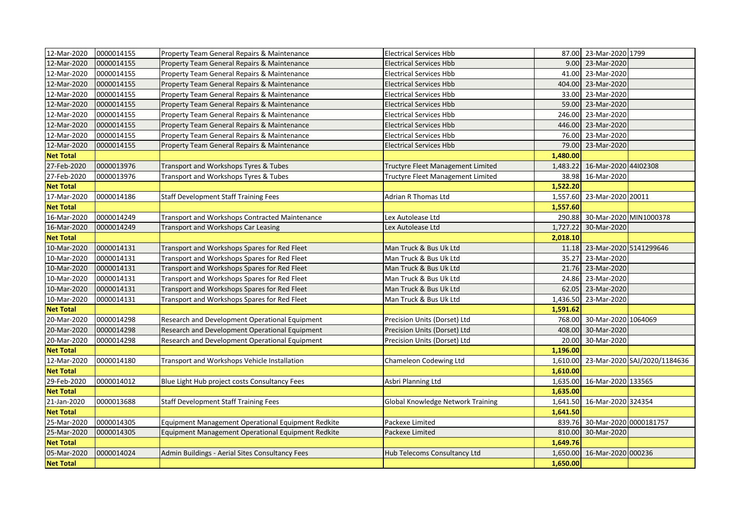| | | | | | | |
|---|---|---|---|---|---|---|
| 12-Mar-2020 | 0000014155 | Property Team General Repairs & Maintenance | Electrical Services Hbb | 87.00 | 23-Mar-2020 | 1799 |
| 12-Mar-2020 | 0000014155 | Property Team General Repairs & Maintenance | Electrical Services Hbb | 9.00 | 23-Mar-2020 | |
| 12-Mar-2020 | 0000014155 | Property Team General Repairs & Maintenance | Electrical Services Hbb | 41.00 | 23-Mar-2020 | |
| 12-Mar-2020 | 0000014155 | Property Team General Repairs & Maintenance | Electrical Services Hbb | 404.00 | 23-Mar-2020 | |
| 12-Mar-2020 | 0000014155 | Property Team General Repairs & Maintenance | Electrical Services Hbb | 33.00 | 23-Mar-2020 | |
| 12-Mar-2020 | 0000014155 | Property Team General Repairs & Maintenance | Electrical Services Hbb | 59.00 | 23-Mar-2020 | |
| 12-Mar-2020 | 0000014155 | Property Team General Repairs & Maintenance | Electrical Services Hbb | 246.00 | 23-Mar-2020 | |
| 12-Mar-2020 | 0000014155 | Property Team General Repairs & Maintenance | Electrical Services Hbb | 446.00 | 23-Mar-2020 | |
| 12-Mar-2020 | 0000014155 | Property Team General Repairs & Maintenance | Electrical Services Hbb | 76.00 | 23-Mar-2020 | |
| 12-Mar-2020 | 0000014155 | Property Team General Repairs & Maintenance | Electrical Services Hbb | 79.00 | 23-Mar-2020 | |
| **Net Total** | | | | **1,480.00** | | |
| 27-Feb-2020 | 0000013976 | Transport and Workshops Tyres & Tubes | Tructyre Fleet Management Limited | 1,483.22 | 16-Mar-2020 | 44I02308 |
| 27-Feb-2020 | 0000013976 | Transport and Workshops Tyres & Tubes | Tructyre Fleet Management Limited | 38.98 | 16-Mar-2020 | |
| **Net Total** | | | | **1,522.20** | | |
| 17-Mar-2020 | 0000014186 | Staff Development Staff Training Fees | Adrian R Thomas Ltd | 1,557.60 | 23-Mar-2020 | 20011 |
| **Net Total** | | | | **1,557.60** | | |
| 16-Mar-2020 | 0000014249 | Transport and Workshops Contracted Maintenance | Lex Autolease Ltd | 290.88 | 30-Mar-2020 | MIN1000378 |
| 16-Mar-2020 | 0000014249 | Transport and Workshops Car Leasing | Lex Autolease Ltd | 1,727.22 | 30-Mar-2020 | |
| **Net Total** | | | | **2,018.10** | | |
| 10-Mar-2020 | 0000014131 | Transport and Workshops Spares for Red Fleet | Man Truck & Bus Uk Ltd | 11.18 | 23-Mar-2020 | 5141299646 |
| 10-Mar-2020 | 0000014131 | Transport and Workshops Spares for Red Fleet | Man Truck & Bus Uk Ltd | 35.27 | 23-Mar-2020 | |
| 10-Mar-2020 | 0000014131 | Transport and Workshops Spares for Red Fleet | Man Truck & Bus Uk Ltd | 21.76 | 23-Mar-2020 | |
| 10-Mar-2020 | 0000014131 | Transport and Workshops Spares for Red Fleet | Man Truck & Bus Uk Ltd | 24.86 | 23-Mar-2020 | |
| 10-Mar-2020 | 0000014131 | Transport and Workshops Spares for Red Fleet | Man Truck & Bus Uk Ltd | 62.05 | 23-Mar-2020 | |
| 10-Mar-2020 | 0000014131 | Transport and Workshops Spares for Red Fleet | Man Truck & Bus Uk Ltd | 1,436.50 | 23-Mar-2020 | |
| **Net Total** | | | | **1,591.62** | | |
| 20-Mar-2020 | 0000014298 | Research and Development Operational Equipment | Precision Units (Dorset) Ltd | 768.00 | 30-Mar-2020 | 1064069 |
| 20-Mar-2020 | 0000014298 | Research and Development Operational Equipment | Precision Units (Dorset) Ltd | 408.00 | 30-Mar-2020 | |
| 20-Mar-2020 | 0000014298 | Research and Development Operational Equipment | Precision Units (Dorset) Ltd | 20.00 | 30-Mar-2020 | |
| **Net Total** | | | | **1,196.00** | | |
| 12-Mar-2020 | 0000014180 | Transport and Workshops Vehicle Installation | Chameleon Codewing Ltd | 1,610.00 | 23-Mar-2020 | SAJ/2020/1184636 |
| **Net Total** | | | | **1,610.00** | | |
| 29-Feb-2020 | 0000014012 | Blue Light Hub project costs Consultancy Fees | Asbri Planning Ltd | 1,635.00 | 16-Mar-2020 | 133565 |
| **Net Total** | | | | **1,635.00** | | |
| 21-Jan-2020 | 0000013688 | Staff Development Staff Training Fees | Global Knowledge Network Training | 1,641.50 | 16-Mar-2020 | 324354 |
| **Net Total** | | | | **1,641.50** | | |
| 25-Mar-2020 | 0000014305 | Equipment Management Operational Equipment Redkite | Packexe Limited | 839.76 | 30-Mar-2020 | 0000181757 |
| 25-Mar-2020 | 0000014305 | Equipment Management Operational Equipment Redkite | Packexe Limited | 810.00 | 30-Mar-2020 | |
| **Net Total** | | | | **1,649.76** | | |
| 05-Mar-2020 | 0000014024 | Admin Buildings - Aerial Sites Consultancy Fees | Hub Telecoms Consultancy Ltd | 1,650.00 | 16-Mar-2020 | 000236 |
| **Net Total** | | | | **1,650.00** | | |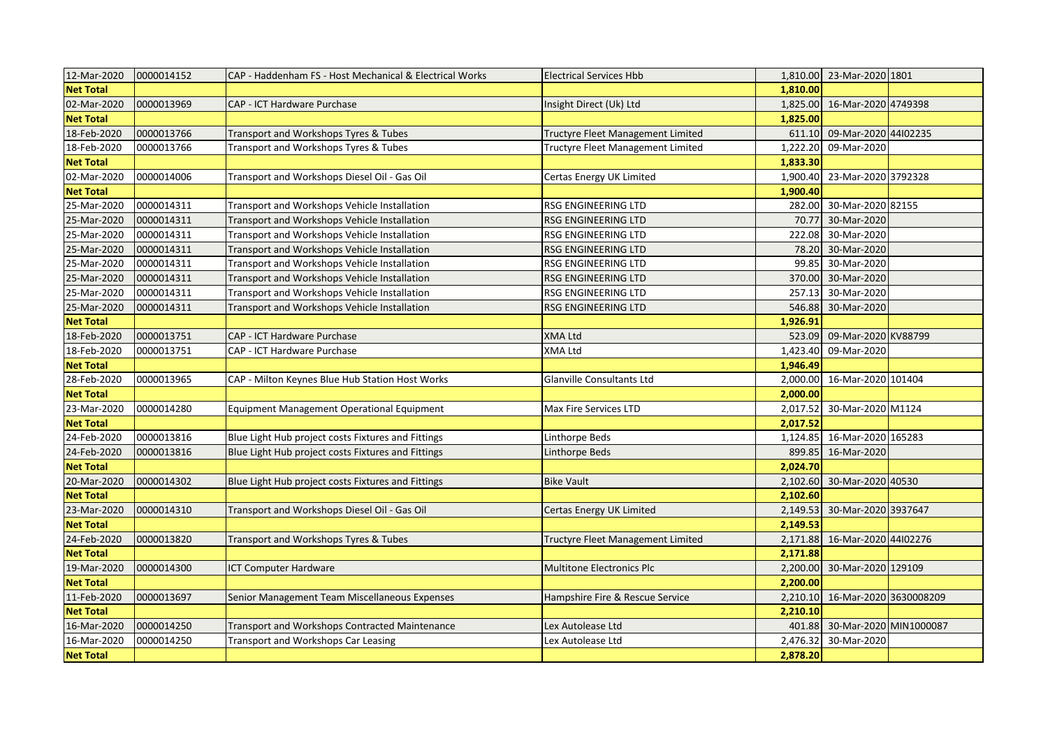| 12-Mar-2020 | 0000014152 | CAP - Haddenham FS - Host Mechanical & Electrical Works | Electrical Services Hbb | 1,810.00 | 23-Mar-2020 | 1801 |
|---|---|---|---|---|---|---|
| **Net Total** | | | | **1,810.00** | | |
| 02-Mar-2020 | 0000013969 | CAP - ICT Hardware Purchase | Insight Direct (Uk) Ltd | 1,825.00 | 16-Mar-2020 | 4749398 |
| **Net Total** | | | | **1,825.00** | | |
| 18-Feb-2020 | 0000013766 | Transport and Workshops Tyres & Tubes | Tructyre Fleet Management Limited | 611.10 | 09-Mar-2020 | 44I02235 |
| 18-Feb-2020 | 0000013766 | Transport and Workshops Tyres & Tubes | Tructyre Fleet Management Limited | 1,222.20 | 09-Mar-2020 | |
| **Net Total** | | | | **1,833.30** | | |
| 02-Mar-2020 | 0000014006 | Transport and Workshops Diesel Oil - Gas Oil | Certas Energy UK Limited | 1,900.40 | 23-Mar-2020 | 3792328 |
| **Net Total** | | | | **1,900.40** | | |
| 25-Mar-2020 | 0000014311 | Transport and Workshops Vehicle Installation | RSG ENGINEERING LTD | 282.00 | 30-Mar-2020 | 82155 |
| 25-Mar-2020 | 0000014311 | Transport and Workshops Vehicle Installation | RSG ENGINEERING LTD | 70.77 | 30-Mar-2020 | |
| 25-Mar-2020 | 0000014311 | Transport and Workshops Vehicle Installation | RSG ENGINEERING LTD | 222.08 | 30-Mar-2020 | |
| 25-Mar-2020 | 0000014311 | Transport and Workshops Vehicle Installation | RSG ENGINEERING LTD | 78.20 | 30-Mar-2020 | |
| 25-Mar-2020 | 0000014311 | Transport and Workshops Vehicle Installation | RSG ENGINEERING LTD | 99.85 | 30-Mar-2020 | |
| 25-Mar-2020 | 0000014311 | Transport and Workshops Vehicle Installation | RSG ENGINEERING LTD | 370.00 | 30-Mar-2020 | |
| 25-Mar-2020 | 0000014311 | Transport and Workshops Vehicle Installation | RSG ENGINEERING LTD | 257.13 | 30-Mar-2020 | |
| 25-Mar-2020 | 0000014311 | Transport and Workshops Vehicle Installation | RSG ENGINEERING LTD | 546.88 | 30-Mar-2020 | |
| **Net Total** | | | | **1,926.91** | | |
| 18-Feb-2020 | 0000013751 | CAP - ICT Hardware Purchase | XMA Ltd | 523.09 | 09-Mar-2020 | KV88799 |
| 18-Feb-2020 | 0000013751 | CAP - ICT Hardware Purchase | XMA Ltd | 1,423.40 | 09-Mar-2020 | |
| **Net Total** | | | | **1,946.49** | | |
| 28-Feb-2020 | 0000013965 | CAP - Milton Keynes Blue Hub Station Host Works | Glanville Consultants Ltd | 2,000.00 | 16-Mar-2020 | 101404 |
| **Net Total** | | | | **2,000.00** | | |
| 23-Mar-2020 | 0000014280 | Equipment Management Operational Equipment | Max Fire Services LTD | 2,017.52 | 30-Mar-2020 | M1124 |
| **Net Total** | | | | **2,017.52** | | |
| 24-Feb-2020 | 0000013816 | Blue Light Hub project costs Fixtures and Fittings | Linthorpe Beds | 1,124.85 | 16-Mar-2020 | 165283 |
| 24-Feb-2020 | 0000013816 | Blue Light Hub project costs Fixtures and Fittings | Linthorpe Beds | 899.85 | 16-Mar-2020 | |
| **Net Total** | | | | **2,024.70** | | |
| 20-Mar-2020 | 0000014302 | Blue Light Hub project costs Fixtures and Fittings | Bike Vault | 2,102.60 | 30-Mar-2020 | 40530 |
| **Net Total** | | | | **2,102.60** | | |
| 23-Mar-2020 | 0000014310 | Transport and Workshops Diesel Oil - Gas Oil | Certas Energy UK Limited | 2,149.53 | 30-Mar-2020 | 3937647 |
| **Net Total** | | | | **2,149.53** | | |
| 24-Feb-2020 | 0000013820 | Transport and Workshops Tyres & Tubes | Tructyre Fleet Management Limited | 2,171.88 | 16-Mar-2020 | 44I02276 |
| **Net Total** | | | | **2,171.88** | | |
| 19-Mar-2020 | 0000014300 | ICT Computer Hardware | Multitone Electronics Plc | 2,200.00 | 30-Mar-2020 | 129109 |
| **Net Total** | | | | **2,200.00** | | |
| 11-Feb-2020 | 0000013697 | Senior Management Team Miscellaneous Expenses | Hampshire Fire & Rescue Service | 2,210.10 | 16-Mar-2020 | 3630008209 |
| **Net Total** | | | | **2,210.10** | | |
| 16-Mar-2020 | 0000014250 | Transport and Workshops Contracted Maintenance | Lex Autolease Ltd | 401.88 | 30-Mar-2020 | MIN1000087 |
| 16-Mar-2020 | 0000014250 | Transport and Workshops Car Leasing | Lex Autolease Ltd | 2,476.32 | 30-Mar-2020 | |
| **Net Total** | | | | **2,878.20** | | |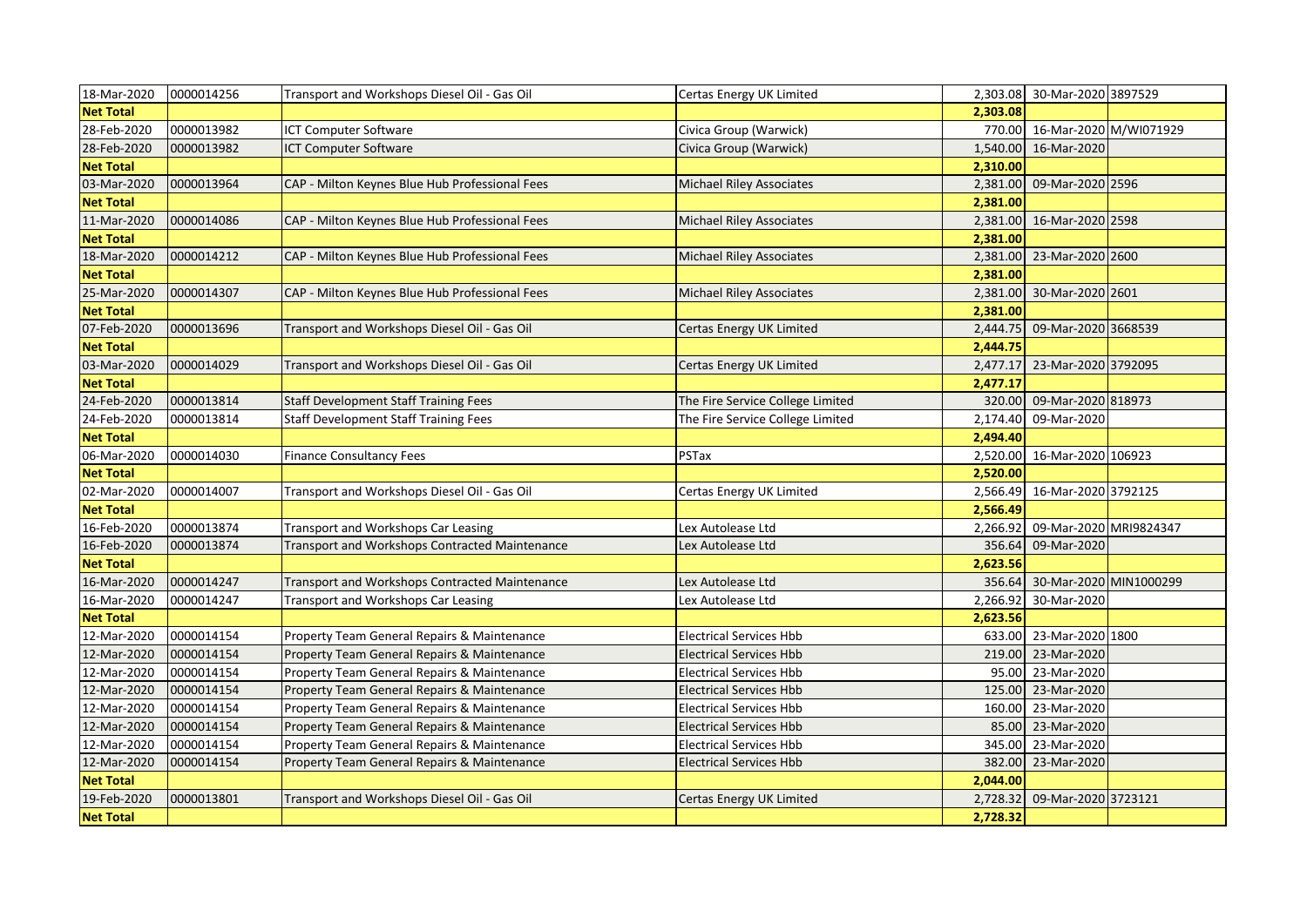| 18-Mar-2020 | 0000014256 | Transport and Workshops Diesel Oil - Gas Oil | Certas Energy UK Limited | 2,303.08 | 30-Mar-2020 | 3897529 |
|---|---|---|---|---|---|---|
| **Net Total** | | | | **2,303.08** | | |
| 28-Feb-2020 | 0000013982 | ICT Computer Software | Civica Group (Warwick) | 770.00 | 16-Mar-2020 | M/WI071929 |
| 28-Feb-2020 | 0000013982 | ICT Computer Software | Civica Group (Warwick) | 1,540.00 | 16-Mar-2020 | |
| **Net Total** | | | | **2,310.00** | | |
| 03-Mar-2020 | 0000013964 | CAP - Milton Keynes Blue Hub Professional Fees | Michael Riley Associates | 2,381.00 | 09-Mar-2020 | 2596 |
| **Net Total** | | | | **2,381.00** | | |
| 11-Mar-2020 | 0000014086 | CAP - Milton Keynes Blue Hub Professional Fees | Michael Riley Associates | 2,381.00 | 16-Mar-2020 | 2598 |
| **Net Total** | | | | **2,381.00** | | |
| 18-Mar-2020 | 0000014212 | CAP - Milton Keynes Blue Hub Professional Fees | Michael Riley Associates | 2,381.00 | 23-Mar-2020 | 2600 |
| **Net Total** | | | | **2,381.00** | | |
| 25-Mar-2020 | 0000014307 | CAP - Milton Keynes Blue Hub Professional Fees | Michael Riley Associates | 2,381.00 | 30-Mar-2020 | 2601 |
| **Net Total** | | | | **2,381.00** | | |
| 07-Feb-2020 | 0000013696 | Transport and Workshops Diesel Oil - Gas Oil | Certas Energy UK Limited | 2,444.75 | 09-Mar-2020 | 3668539 |
| **Net Total** | | | | **2,444.75** | | |
| 03-Mar-2020 | 0000014029 | Transport and Workshops Diesel Oil - Gas Oil | Certas Energy UK Limited | 2,477.17 | 23-Mar-2020 | 3792095 |
| **Net Total** | | | | **2,477.17** | | |
| 24-Feb-2020 | 0000013814 | Staff Development Staff Training Fees | The Fire Service College Limited | 320.00 | 09-Mar-2020 | 818973 |
| 24-Feb-2020 | 0000013814 | Staff Development Staff Training Fees | The Fire Service College Limited | 2,174.40 | 09-Mar-2020 | |
| **Net Total** | | | | **2,494.40** | | |
| 06-Mar-2020 | 0000014030 | Finance Consultancy Fees | PSTax | 2,520.00 | 16-Mar-2020 | 106923 |
| **Net Total** | | | | **2,520.00** | | |
| 02-Mar-2020 | 0000014007 | Transport and Workshops Diesel Oil - Gas Oil | Certas Energy UK Limited | 2,566.49 | 16-Mar-2020 | 3792125 |
| **Net Total** | | | | **2,566.49** | | |
| 16-Feb-2020 | 0000013874 | Transport and Workshops Car Leasing | Lex Autolease Ltd | 2,266.92 | 09-Mar-2020 | MRI9824347 |
| 16-Feb-2020 | 0000013874 | Transport and Workshops Contracted Maintenance | Lex Autolease Ltd | 356.64 | 09-Mar-2020 | |
| **Net Total** | | | | **2,623.56** | | |
| 16-Mar-2020 | 0000014247 | Transport and Workshops Contracted Maintenance | Lex Autolease Ltd | 356.64 | 30-Mar-2020 | MIN1000299 |
| 16-Mar-2020 | 0000014247 | Transport and Workshops Car Leasing | Lex Autolease Ltd | 2,266.92 | 30-Mar-2020 | |
| **Net Total** | | | | **2,623.56** | | |
| 12-Mar-2020 | 0000014154 | Property Team General Repairs & Maintenance | Electrical Services Hbb | 633.00 | 23-Mar-2020 | 1800 |
| 12-Mar-2020 | 0000014154 | Property Team General Repairs & Maintenance | Electrical Services Hbb | 219.00 | 23-Mar-2020 | |
| 12-Mar-2020 | 0000014154 | Property Team General Repairs & Maintenance | Electrical Services Hbb | 95.00 | 23-Mar-2020 | |
| 12-Mar-2020 | 0000014154 | Property Team General Repairs & Maintenance | Electrical Services Hbb | 125.00 | 23-Mar-2020 | |
| 12-Mar-2020 | 0000014154 | Property Team General Repairs & Maintenance | Electrical Services Hbb | 160.00 | 23-Mar-2020 | |
| 12-Mar-2020 | 0000014154 | Property Team General Repairs & Maintenance | Electrical Services Hbb | 85.00 | 23-Mar-2020 | |
| 12-Mar-2020 | 0000014154 | Property Team General Repairs & Maintenance | Electrical Services Hbb | 345.00 | 23-Mar-2020 | |
| 12-Mar-2020 | 0000014154 | Property Team General Repairs & Maintenance | Electrical Services Hbb | 382.00 | 23-Mar-2020 | |
| **Net Total** | | | | **2,044.00** | | |
| 19-Feb-2020 | 0000013801 | Transport and Workshops Diesel Oil - Gas Oil | Certas Energy UK Limited | 2,728.32 | 09-Mar-2020 | 3723121 |
| **Net Total** | | | | **2,728.32** | | |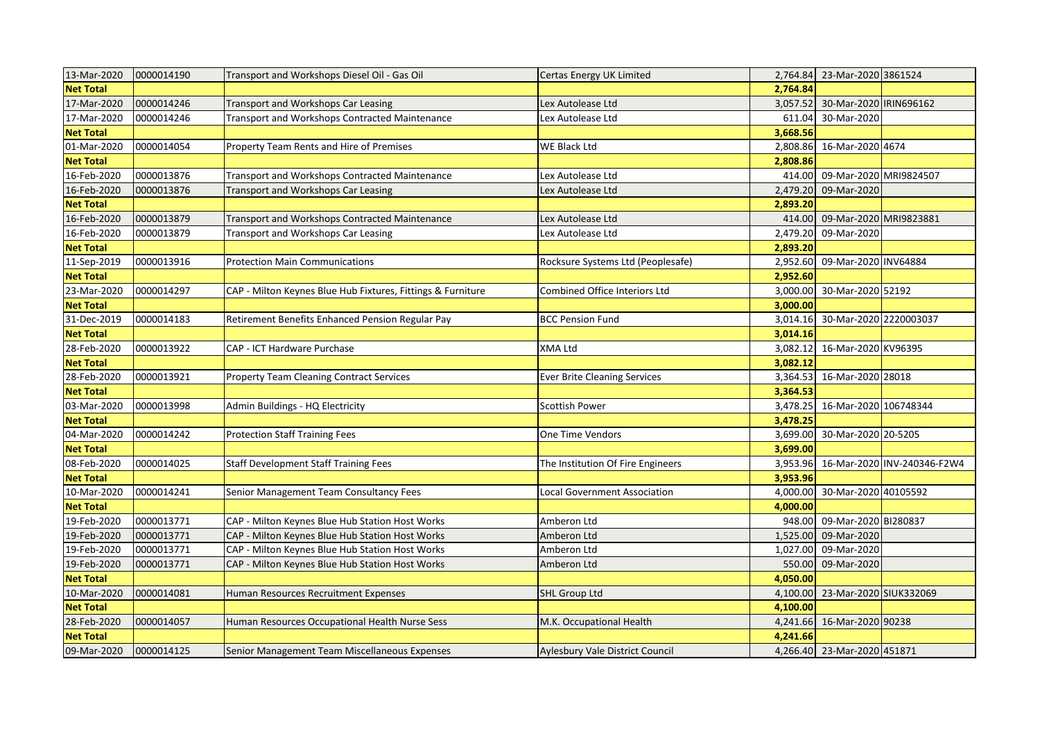| | | | | | | |
|---|---|---|---|---|---|---|
| 13-Mar-2020 | 0000014190 | Transport and Workshops Diesel Oil - Gas Oil | Certas Energy UK Limited | 2,764.84 | 23-Mar-2020 | 3861524 |
| **Net Total** | | | | **2,764.84** | | |
| 17-Mar-2020 | 0000014246 | Transport and Workshops Car Leasing | Lex Autolease Ltd | 3,057.52 | 30-Mar-2020 | IRIN696162 |
| 17-Mar-2020 | 0000014246 | Transport and Workshops Contracted Maintenance | Lex Autolease Ltd | 611.04 | 30-Mar-2020 | |
| **Net Total** | | | | **3,668.56** | | |
| 01-Mar-2020 | 0000014054 | Property Team Rents and Hire of Premises | WE Black Ltd | 2,808.86 | 16-Mar-2020 | 4674 |
| **Net Total** | | | | **2,808.86** | | |
| 16-Feb-2020 | 0000013876 | Transport and Workshops Contracted Maintenance | Lex Autolease Ltd | 414.00 | 09-Mar-2020 | MRI9824507 |
| 16-Feb-2020 | 0000013876 | Transport and Workshops Car Leasing | Lex Autolease Ltd | 2,479.20 | 09-Mar-2020 | |
| **Net Total** | | | | **2,893.20** | | |
| 16-Feb-2020 | 0000013879 | Transport and Workshops Contracted Maintenance | Lex Autolease Ltd | 414.00 | 09-Mar-2020 | MRI9823881 |
| 16-Feb-2020 | 0000013879 | Transport and Workshops Car Leasing | Lex Autolease Ltd | 2,479.20 | 09-Mar-2020 | |
| **Net Total** | | | | **2,893.20** | | |
| 11-Sep-2019 | 0000013916 | Protection Main Communications | Rocksure Systems Ltd (Peoplesafe) | 2,952.60 | 09-Mar-2020 | INV64884 |
| **Net Total** | | | | **2,952.60** | | |
| 23-Mar-2020 | 0000014297 | CAP - Milton Keynes Blue Hub Fixtures, Fittings & Furniture | Combined Office Interiors Ltd | 3,000.00 | 30-Mar-2020 | 52192 |
| **Net Total** | | | | **3,000.00** | | |
| 31-Dec-2019 | 0000014183 | Retirement Benefits Enhanced Pension Regular Pay | BCC Pension Fund | 3,014.16 | 30-Mar-2020 | 2220003037 |
| **Net Total** | | | | **3,014.16** | | |
| 28-Feb-2020 | 0000013922 | CAP - ICT Hardware Purchase | XMA Ltd | 3,082.12 | 16-Mar-2020 | KV96395 |
| **Net Total** | | | | **3,082.12** | | |
| 28-Feb-2020 | 0000013921 | Property Team Cleaning Contract Services | Ever Brite Cleaning Services | 3,364.53 | 16-Mar-2020 | 28018 |
| **Net Total** | | | | **3,364.53** | | |
| 03-Mar-2020 | 0000013998 | Admin Buildings - HQ Electricity | Scottish Power | 3,478.25 | 16-Mar-2020 | 106748344 |
| **Net Total** | | | | **3,478.25** | | |
| 04-Mar-2020 | 0000014242 | Protection Staff Training Fees | One Time Vendors | 3,699.00 | 30-Mar-2020 | 20-5205 |
| **Net Total** | | | | **3,699.00** | | |
| 08-Feb-2020 | 0000014025 | Staff Development Staff Training Fees | The Institution Of Fire Engineers | 3,953.96 | 16-Mar-2020 | INV-240346-F2W4 |
| **Net Total** | | | | **3,953.96** | | |
| 10-Mar-2020 | 0000014241 | Senior Management Team Consultancy Fees | Local Government Association | 4,000.00 | 30-Mar-2020 | 40105592 |
| **Net Total** | | | | **4,000.00** | | |
| 19-Feb-2020 | 0000013771 | CAP - Milton Keynes Blue Hub Station Host Works | Amberon Ltd | 948.00 | 09-Mar-2020 | BI280837 |
| 19-Feb-2020 | 0000013771 | CAP - Milton Keynes Blue Hub Station Host Works | Amberon Ltd | 1,525.00 | 09-Mar-2020 | |
| 19-Feb-2020 | 0000013771 | CAP - Milton Keynes Blue Hub Station Host Works | Amberon Ltd | 1,027.00 | 09-Mar-2020 | |
| 19-Feb-2020 | 0000013771 | CAP - Milton Keynes Blue Hub Station Host Works | Amberon Ltd | 550.00 | 09-Mar-2020 | |
| **Net Total** | | | | **4,050.00** | | |
| 10-Mar-2020 | 0000014081 | Human Resources Recruitment Expenses | SHL Group Ltd | 4,100.00 | 23-Mar-2020 | SIUK332069 |
| **Net Total** | | | | **4,100.00** | | |
| 28-Feb-2020 | 0000014057 | Human Resources Occupational Health Nurse Sess | M.K. Occupational Health | 4,241.66 | 16-Mar-2020 | 90238 |
| **Net Total** | | | | **4,241.66** | | |
| 09-Mar-2020 | 0000014125 | Senior Management Team Miscellaneous Expenses | Aylesbury Vale District Council | 4,266.40 | 23-Mar-2020 | 451871 |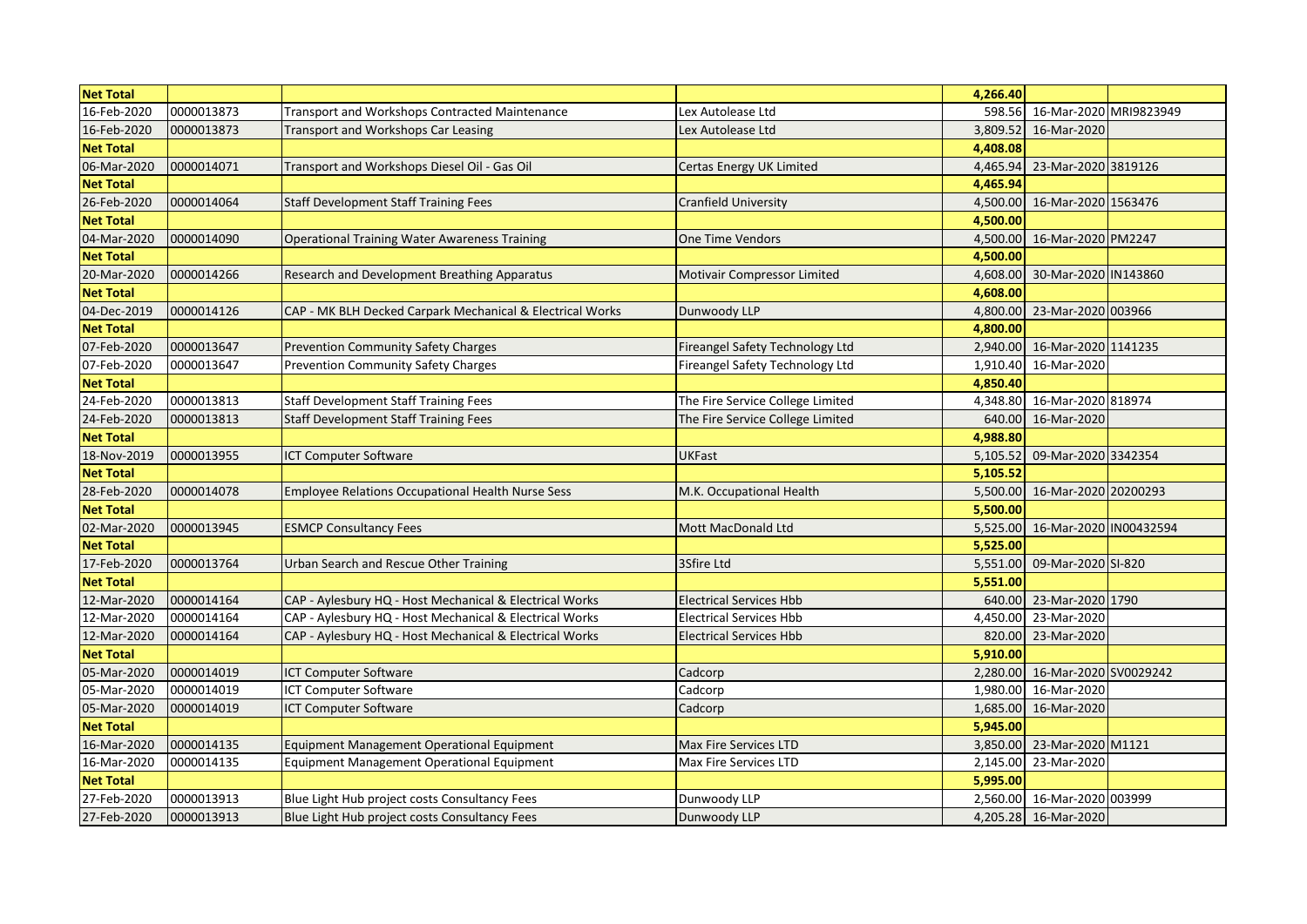| Net Total | | | | 4,266.40 | | |
|---|---|---|---|---|---|---|
| 16-Feb-2020 | 0000013873 | Transport and Workshops Contracted Maintenance | Lex Autolease Ltd | 598.56 | 16-Mar-2020 | MRI9823949 |
| 16-Feb-2020 | 0000013873 | Transport and Workshops Car Leasing | Lex Autolease Ltd | 3,809.52 | 16-Mar-2020 | |
| Net Total | | | | 4,408.08 | | |
| 06-Mar-2020 | 0000014071 | Transport and Workshops Diesel Oil - Gas Oil | Certas Energy UK Limited | 4,465.94 | 23-Mar-2020 | 3819126 |
| Net Total | | | | 4,465.94 | | |
| 26-Feb-2020 | 0000014064 | Staff Development Staff Training Fees | Cranfield University | 4,500.00 | 16-Mar-2020 | 1563476 |
| Net Total | | | | 4,500.00 | | |
| 04-Mar-2020 | 0000014090 | Operational Training Water Awareness Training | One Time Vendors | 4,500.00 | 16-Mar-2020 | PM2247 |
| Net Total | | | | 4,500.00 | | |
| 20-Mar-2020 | 0000014266 | Research and Development Breathing Apparatus | Motivair Compressor Limited | 4,608.00 | 30-Mar-2020 | IN143860 |
| Net Total | | | | 4,608.00 | | |
| 04-Dec-2019 | 0000014126 | CAP - MK BLH Decked Carpark Mechanical & Electrical Works | Dunwoody LLP | 4,800.00 | 23-Mar-2020 | 003966 |
| Net Total | | | | 4,800.00 | | |
| 07-Feb-2020 | 0000013647 | Prevention Community Safety Charges | Fireangel Safety Technology Ltd | 2,940.00 | 16-Mar-2020 | 1141235 |
| 07-Feb-2020 | 0000013647 | Prevention Community Safety Charges | Fireangel Safety Technology Ltd | 1,910.40 | 16-Mar-2020 | |
| Net Total | | | | 4,850.40 | | |
| 24-Feb-2020 | 0000013813 | Staff Development Staff Training Fees | The Fire Service College Limited | 4,348.80 | 16-Mar-2020 | 818974 |
| 24-Feb-2020 | 0000013813 | Staff Development Staff Training Fees | The Fire Service College Limited | 640.00 | 16-Mar-2020 | |
| Net Total | | | | 4,988.80 | | |
| 18-Nov-2019 | 0000013955 | ICT Computer Software | UKFast | 5,105.52 | 09-Mar-2020 | 3342354 |
| Net Total | | | | 5,105.52 | | |
| 28-Feb-2020 | 0000014078 | Employee Relations Occupational Health Nurse Sess | M.K. Occupational Health | 5,500.00 | 16-Mar-2020 | 20200293 |
| Net Total | | | | 5,500.00 | | |
| 02-Mar-2020 | 0000013945 | ESMCP Consultancy Fees | Mott MacDonald Ltd | 5,525.00 | 16-Mar-2020 | IN00432594 |
| Net Total | | | | 5,525.00 | | |
| 17-Feb-2020 | 0000013764 | Urban Search and Rescue Other Training | 3Sfire Ltd | 5,551.00 | 09-Mar-2020 | SI-820 |
| Net Total | | | | 5,551.00 | | |
| 12-Mar-2020 | 0000014164 | CAP - Aylesbury HQ - Host Mechanical & Electrical Works | Electrical Services Hbb | 640.00 | 23-Mar-2020 | 1790 |
| 12-Mar-2020 | 0000014164 | CAP - Aylesbury HQ - Host Mechanical & Electrical Works | Electrical Services Hbb | 4,450.00 | 23-Mar-2020 | |
| 12-Mar-2020 | 0000014164 | CAP - Aylesbury HQ - Host Mechanical & Electrical Works | Electrical Services Hbb | 820.00 | 23-Mar-2020 | |
| Net Total | | | | 5,910.00 | | |
| 05-Mar-2020 | 0000014019 | ICT Computer Software | Cadcorp | 2,280.00 | 16-Mar-2020 | SV0029242 |
| 05-Mar-2020 | 0000014019 | ICT Computer Software | Cadcorp | 1,980.00 | 16-Mar-2020 | |
| 05-Mar-2020 | 0000014019 | ICT Computer Software | Cadcorp | 1,685.00 | 16-Mar-2020 | |
| Net Total | | | | 5,945.00 | | |
| 16-Mar-2020 | 0000014135 | Equipment Management Operational Equipment | Max Fire Services LTD | 3,850.00 | 23-Mar-2020 | M1121 |
| 16-Mar-2020 | 0000014135 | Equipment Management Operational Equipment | Max Fire Services LTD | 2,145.00 | 23-Mar-2020 | |
| Net Total | | | | 5,995.00 | | |
| 27-Feb-2020 | 0000013913 | Blue Light Hub project costs Consultancy Fees | Dunwoody LLP | 2,560.00 | 16-Mar-2020 | 003999 |
| 27-Feb-2020 | 0000013913 | Blue Light Hub project costs Consultancy Fees | Dunwoody LLP | 4,205.28 | 16-Mar-2020 | |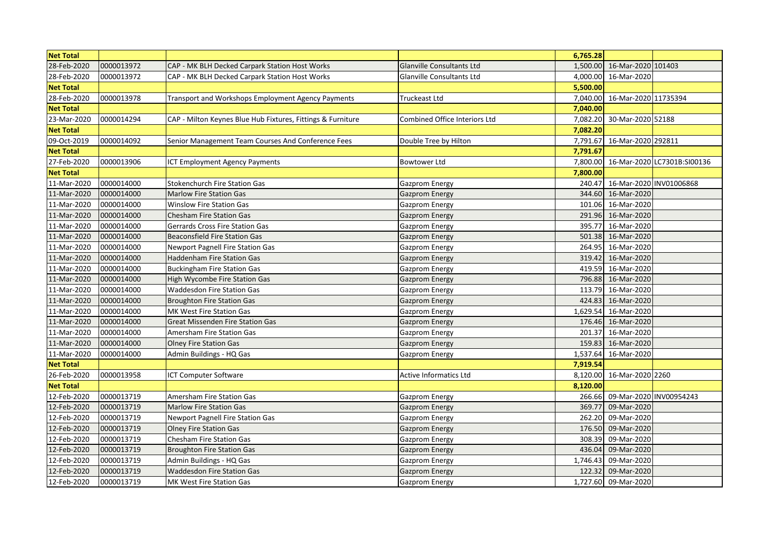| Net Total | | | | 6,765.28 | | |
|---|---|---|---|---|---|---|
| 28-Feb-2020 | 0000013972 | CAP - MK BLH Decked Carpark Station Host Works | Glanville Consultants Ltd | 1,500.00 | 16-Mar-2020 | 101403 |
| 28-Feb-2020 | 0000013972 | CAP - MK BLH Decked Carpark Station Host Works | Glanville Consultants Ltd | 4,000.00 | 16-Mar-2020 | |
| **Net Total** | | | | **5,500.00** | | |
| 28-Feb-2020 | 0000013978 | Transport and Workshops Employment Agency Payments | Truckeast Ltd | 7,040.00 | 16-Mar-2020 | 11735394 |
| **Net Total** | | | | **7,040.00** | | |
| 23-Mar-2020 | 0000014294 | CAP - Milton Keynes Blue Hub Fixtures, Fittings & Furniture | Combined Office Interiors Ltd | 7,082.20 | 30-Mar-2020 | 52188 |
| **Net Total** | | | | **7,082.20** | | |
| 09-Oct-2019 | 0000014092 | Senior Management Team Courses And Conference Fees | Double Tree by Hilton | 7,791.67 | 16-Mar-2020 | 292811 |
| **Net Total** | | | | **7,791.67** | | |
| 27-Feb-2020 | 0000013906 | ICT Employment Agency Payments | Bowtower Ltd | 7,800.00 | 16-Mar-2020 | LC7301B:SI00136 |
| **Net Total** | | | | **7,800.00** | | |
| 11-Mar-2020 | 0000014000 | Stokenchurch Fire Station Gas | Gazprom Energy | 240.47 | 16-Mar-2020 | INV01006868 |
| 11-Mar-2020 | 0000014000 | Marlow Fire Station Gas | Gazprom Energy | 344.60 | 16-Mar-2020 | |
| 11-Mar-2020 | 0000014000 | Winslow Fire Station Gas | Gazprom Energy | 101.06 | 16-Mar-2020 | |
| 11-Mar-2020 | 0000014000 | Chesham Fire Station Gas | Gazprom Energy | 291.96 | 16-Mar-2020 | |
| 11-Mar-2020 | 0000014000 | Gerrards Cross Fire Station Gas | Gazprom Energy | 395.77 | 16-Mar-2020 | |
| 11-Mar-2020 | 0000014000 | Beaconsfield Fire Station Gas | Gazprom Energy | 501.38 | 16-Mar-2020 | |
| 11-Mar-2020 | 0000014000 | Newport Pagnell Fire Station Gas | Gazprom Energy | 264.95 | 16-Mar-2020 | |
| 11-Mar-2020 | 0000014000 | Haddenham Fire Station Gas | Gazprom Energy | 319.42 | 16-Mar-2020 | |
| 11-Mar-2020 | 0000014000 | Buckingham Fire Station Gas | Gazprom Energy | 419.59 | 16-Mar-2020 | |
| 11-Mar-2020 | 0000014000 | High Wycombe Fire Station Gas | Gazprom Energy | 796.88 | 16-Mar-2020 | |
| 11-Mar-2020 | 0000014000 | Waddesdon Fire Station Gas | Gazprom Energy | 113.79 | 16-Mar-2020 | |
| 11-Mar-2020 | 0000014000 | Broughton Fire Station Gas | Gazprom Energy | 424.83 | 16-Mar-2020 | |
| 11-Mar-2020 | 0000014000 | MK West Fire Station Gas | Gazprom Energy | 1,629.54 | 16-Mar-2020 | |
| 11-Mar-2020 | 0000014000 | Great Missenden Fire Station Gas | Gazprom Energy | 176.46 | 16-Mar-2020 | |
| 11-Mar-2020 | 0000014000 | Amersham Fire Station Gas | Gazprom Energy | 201.37 | 16-Mar-2020 | |
| 11-Mar-2020 | 0000014000 | Olney Fire Station Gas | Gazprom Energy | 159.83 | 16-Mar-2020 | |
| 11-Mar-2020 | 0000014000 | Admin Buildings - HQ Gas | Gazprom Energy | 1,537.64 | 16-Mar-2020 | |
| **Net Total** | | | | **7,919.54** | | |
| 26-Feb-2020 | 0000013958 | ICT Computer Software | Active Informatics Ltd | 8,120.00 | 16-Mar-2020 | 2260 |
| **Net Total** | | | | **8,120.00** | | |
| 12-Feb-2020 | 0000013719 | Amersham Fire Station Gas | Gazprom Energy | 266.66 | 09-Mar-2020 | INV00954243 |
| 12-Feb-2020 | 0000013719 | Marlow Fire Station Gas | Gazprom Energy | 369.77 | 09-Mar-2020 | |
| 12-Feb-2020 | 0000013719 | Newport Pagnell Fire Station Gas | Gazprom Energy | 262.20 | 09-Mar-2020 | |
| 12-Feb-2020 | 0000013719 | Olney Fire Station Gas | Gazprom Energy | 176.50 | 09-Mar-2020 | |
| 12-Feb-2020 | 0000013719 | Chesham Fire Station Gas | Gazprom Energy | 308.39 | 09-Mar-2020 | |
| 12-Feb-2020 | 0000013719 | Broughton Fire Station Gas | Gazprom Energy | 436.04 | 09-Mar-2020 | |
| 12-Feb-2020 | 0000013719 | Admin Buildings - HQ Gas | Gazprom Energy | 1,746.43 | 09-Mar-2020 | |
| 12-Feb-2020 | 0000013719 | Waddesdon Fire Station Gas | Gazprom Energy | 122.32 | 09-Mar-2020 | |
| 12-Feb-2020 | 0000013719 | MK West Fire Station Gas | Gazprom Energy | 1,727.60 | 09-Mar-2020 | |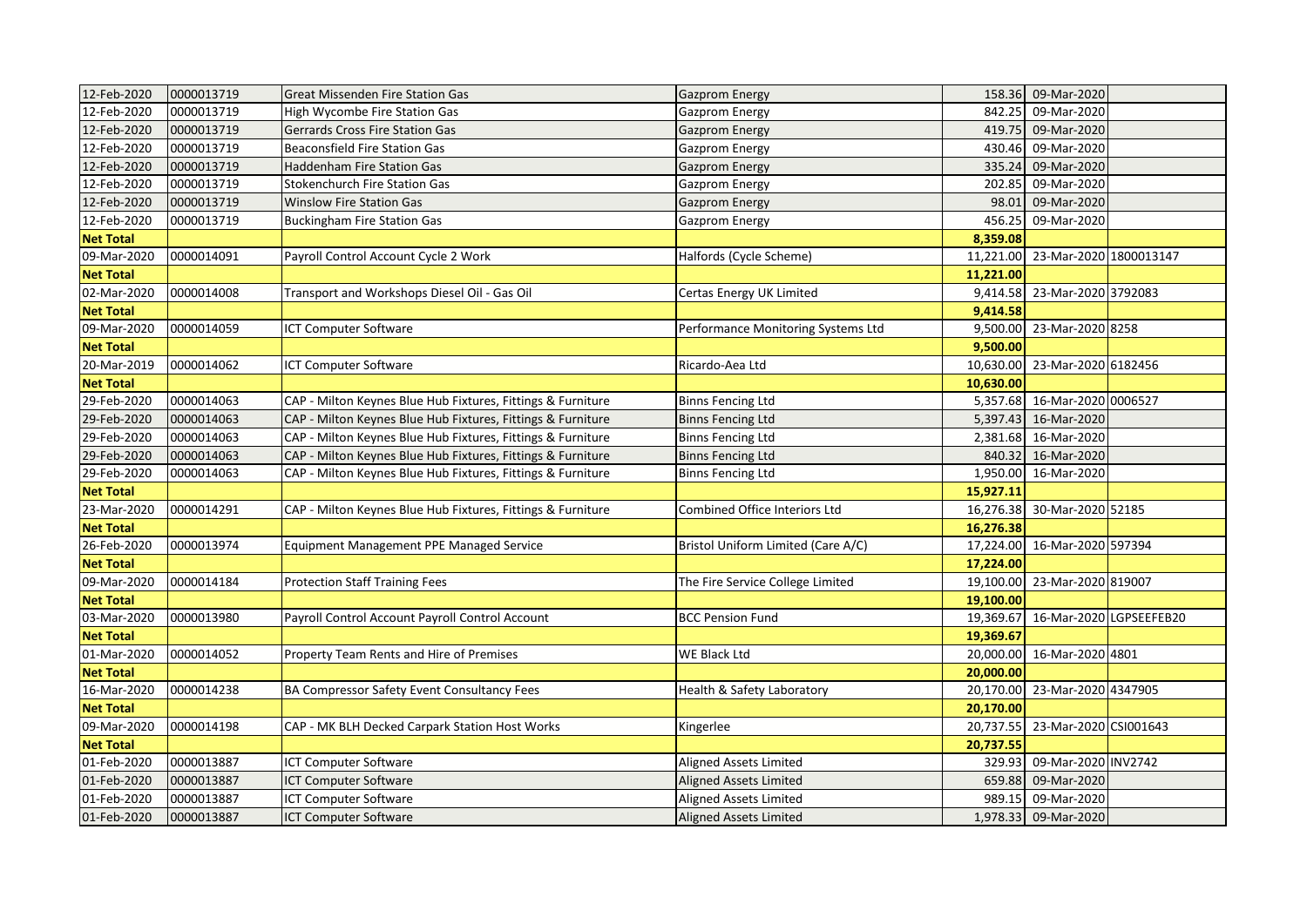| | | | | | | |
|---|---|---|---|---|---|---|
| 12-Feb-2020 | 0000013719 | Great Missenden Fire Station Gas | Gazprom Energy | 158.36 | 09-Mar-2020 | |
| 12-Feb-2020 | 0000013719 | High Wycombe Fire Station Gas | Gazprom Energy | 842.25 | 09-Mar-2020 | |
| 12-Feb-2020 | 0000013719 | Gerrards Cross Fire Station Gas | Gazprom Energy | 419.75 | 09-Mar-2020 | |
| 12-Feb-2020 | 0000013719 | Beaconsfield Fire Station Gas | Gazprom Energy | 430.46 | 09-Mar-2020 | |
| 12-Feb-2020 | 0000013719 | Haddenham Fire Station Gas | Gazprom Energy | 335.24 | 09-Mar-2020 | |
| 12-Feb-2020 | 0000013719 | Stokenchurch Fire Station Gas | Gazprom Energy | 202.85 | 09-Mar-2020 | |
| 12-Feb-2020 | 0000013719 | Winslow Fire Station Gas | Gazprom Energy | 98.01 | 09-Mar-2020 | |
| 12-Feb-2020 | 0000013719 | Buckingham Fire Station Gas | Gazprom Energy | 456.25 | 09-Mar-2020 | |
| **Net Total** | | | | **8,359.08** | | |
| 09-Mar-2020 | 0000014091 | Payroll Control Account Cycle 2 Work | Halfords (Cycle Scheme) | 11,221.00 | 23-Mar-2020 | 1800013147 |
| **Net Total** | | | | **11,221.00** | | |
| 02-Mar-2020 | 0000014008 | Transport and Workshops Diesel Oil - Gas Oil | Certas Energy UK Limited | 9,414.58 | 23-Mar-2020 | 3792083 |
| **Net Total** | | | | **9,414.58** | | |
| 09-Mar-2020 | 0000014059 | ICT Computer Software | Performance Monitoring Systems Ltd | 9,500.00 | 23-Mar-2020 | 8258 |
| **Net Total** | | | | **9,500.00** | | |
| 20-Mar-2019 | 0000014062 | ICT Computer Software | Ricardo-Aea Ltd | 10,630.00 | 23-Mar-2020 | 6182456 |
| **Net Total** | | | | **10,630.00** | | |
| 29-Feb-2020 | 0000014063 | CAP - Milton Keynes Blue Hub Fixtures, Fittings & Furniture | Binns Fencing Ltd | 5,357.68 | 16-Mar-2020 | 0006527 |
| 29-Feb-2020 | 0000014063 | CAP - Milton Keynes Blue Hub Fixtures, Fittings & Furniture | Binns Fencing Ltd | 5,397.43 | 16-Mar-2020 | |
| 29-Feb-2020 | 0000014063 | CAP - Milton Keynes Blue Hub Fixtures, Fittings & Furniture | Binns Fencing Ltd | 2,381.68 | 16-Mar-2020 | |
| 29-Feb-2020 | 0000014063 | CAP - Milton Keynes Blue Hub Fixtures, Fittings & Furniture | Binns Fencing Ltd | 840.32 | 16-Mar-2020 | |
| 29-Feb-2020 | 0000014063 | CAP - Milton Keynes Blue Hub Fixtures, Fittings & Furniture | Binns Fencing Ltd | 1,950.00 | 16-Mar-2020 | |
| **Net Total** | | | | **15,927.11** | | |
| 23-Mar-2020 | 0000014291 | CAP - Milton Keynes Blue Hub Fixtures, Fittings & Furniture | Combined Office Interiors Ltd | 16,276.38 | 30-Mar-2020 | 52185 |
| **Net Total** | | | | **16,276.38** | | |
| 26-Feb-2020 | 0000013974 | Equipment Management PPE Managed Service | Bristol Uniform Limited (Care A/C) | 17,224.00 | 16-Mar-2020 | 597394 |
| **Net Total** | | | | **17,224.00** | | |
| 09-Mar-2020 | 0000014184 | Protection Staff Training Fees | The Fire Service College Limited | 19,100.00 | 23-Mar-2020 | 819007 |
| **Net Total** | | | | **19,100.00** | | |
| 03-Mar-2020 | 0000013980 | Payroll Control Account Payroll Control Account | BCC Pension Fund | 19,369.67 | 16-Mar-2020 | LGPSEEFEB20 |
| **Net Total** | | | | **19,369.67** | | |
| 01-Mar-2020 | 0000014052 | Property Team Rents and Hire of Premises | WE Black Ltd | 20,000.00 | 16-Mar-2020 | 4801 |
| **Net Total** | | | | **20,000.00** | | |
| 16-Mar-2020 | 0000014238 | BA Compressor Safety Event Consultancy Fees | Health & Safety Laboratory | 20,170.00 | 23-Mar-2020 | 4347905 |
| **Net Total** | | | | **20,170.00** | | |
| 09-Mar-2020 | 0000014198 | CAP - MK BLH Decked Carpark Station Host Works | Kingerlee | 20,737.55 | 23-Mar-2020 | CSI001643 |
| **Net Total** | | | | **20,737.55** | | |
| 01-Feb-2020 | 0000013887 | ICT Computer Software | Aligned Assets Limited | 329.93 | 09-Mar-2020 | INV2742 |
| 01-Feb-2020 | 0000013887 | ICT Computer Software | Aligned Assets Limited | 659.88 | 09-Mar-2020 | |
| 01-Feb-2020 | 0000013887 | ICT Computer Software | Aligned Assets Limited | 989.15 | 09-Mar-2020 | |
| 01-Feb-2020 | 0000013887 | ICT Computer Software | Aligned Assets Limited | 1,978.33 | 09-Mar-2020 | |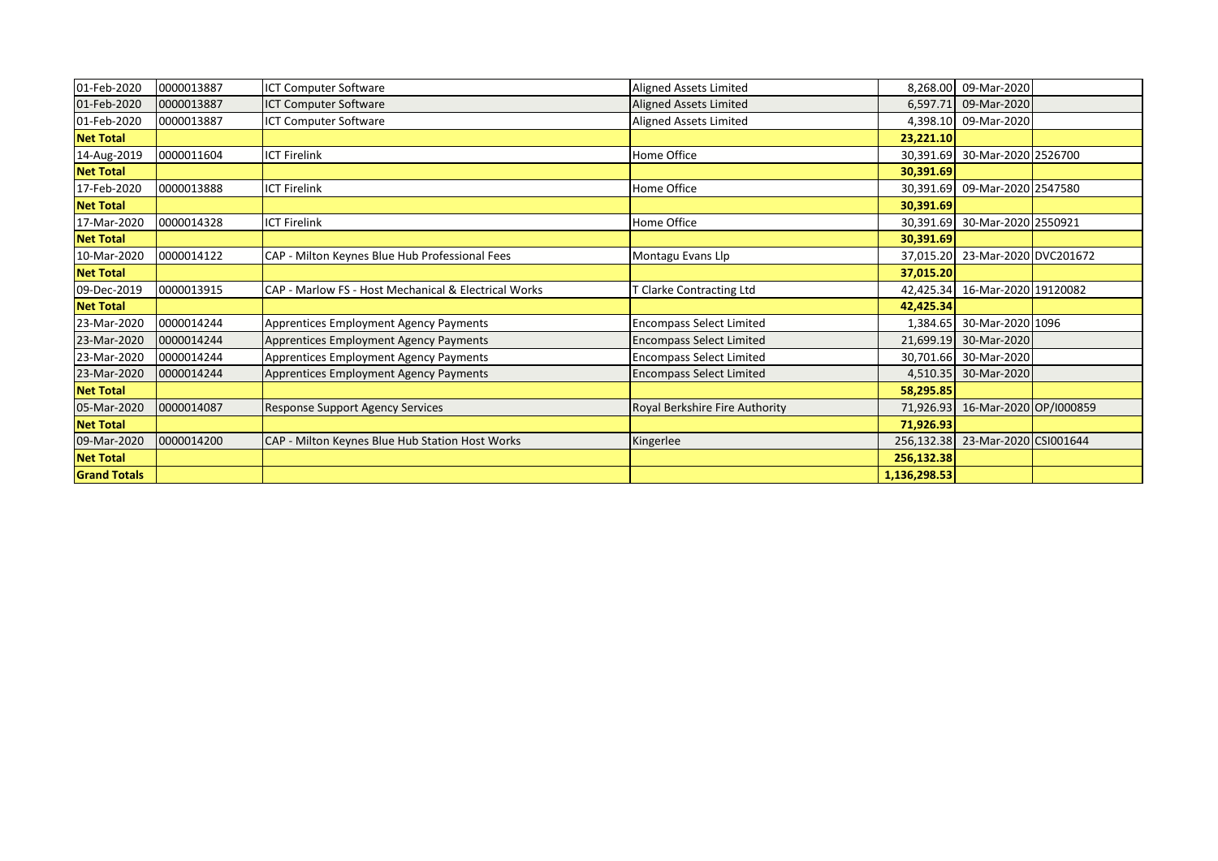| | | | | | | |
|---|---|---|---|---|---|---|
| 01-Feb-2020 | 0000013887 | ICT Computer Software | Aligned Assets Limited | 8,268.00 | 09-Mar-2020 | |
| 01-Feb-2020 | 0000013887 | ICT Computer Software | Aligned Assets Limited | 6,597.71 | 09-Mar-2020 | |
| 01-Feb-2020 | 0000013887 | ICT Computer Software | Aligned Assets Limited | 4,398.10 | 09-Mar-2020 | |
| **Net Total** | | | | **23,221.10** | | |
| 14-Aug-2019 | 0000011604 | ICT Firelink | Home Office | 30,391.69 | 30-Mar-2020 | 2526700 |
| **Net Total** | | | | **30,391.69** | | |
| 17-Feb-2020 | 0000013888 | ICT Firelink | Home Office | 30,391.69 | 09-Mar-2020 | 2547580 |
| **Net Total** | | | | **30,391.69** | | |
| 17-Mar-2020 | 0000014328 | ICT Firelink | Home Office | 30,391.69 | 30-Mar-2020 | 2550921 |
| **Net Total** | | | | **30,391.69** | | |
| 10-Mar-2020 | 0000014122 | CAP - Milton Keynes Blue Hub Professional Fees | Montagu Evans Llp | 37,015.20 | 23-Mar-2020 | DVC201672 |
| **Net Total** | | | | **37,015.20** | | |
| 09-Dec-2019 | 0000013915 | CAP - Marlow FS - Host Mechanical & Electrical Works | T Clarke Contracting Ltd | 42,425.34 | 16-Mar-2020 | 19120082 |
| **Net Total** | | | | **42,425.34** | | |
| 23-Mar-2020 | 0000014244 | Apprentices Employment Agency Payments | Encompass Select Limited | 1,384.65 | 30-Mar-2020 | 1096 |
| 23-Mar-2020 | 0000014244 | Apprentices Employment Agency Payments | Encompass Select Limited | 21,699.19 | 30-Mar-2020 | |
| 23-Mar-2020 | 0000014244 | Apprentices Employment Agency Payments | Encompass Select Limited | 30,701.66 | 30-Mar-2020 | |
| 23-Mar-2020 | 0000014244 | Apprentices Employment Agency Payments | Encompass Select Limited | 4,510.35 | 30-Mar-2020 | |
| **Net Total** | | | | **58,295.85** | | |
| 05-Mar-2020 | 0000014087 | Response Support Agency Services | Royal Berkshire Fire Authority | 71,926.93 | 16-Mar-2020 | OP/I000859 |
| **Net Total** | | | | **71,926.93** | | |
| 09-Mar-2020 | 0000014200 | CAP - Milton Keynes Blue Hub Station Host Works | Kingerlee | 256,132.38 | 23-Mar-2020 | CSI001644 |
| **Net Total** | | | | **256,132.38** | | |
| **Grand Totals** | | | | **1,136,298.53** | | |